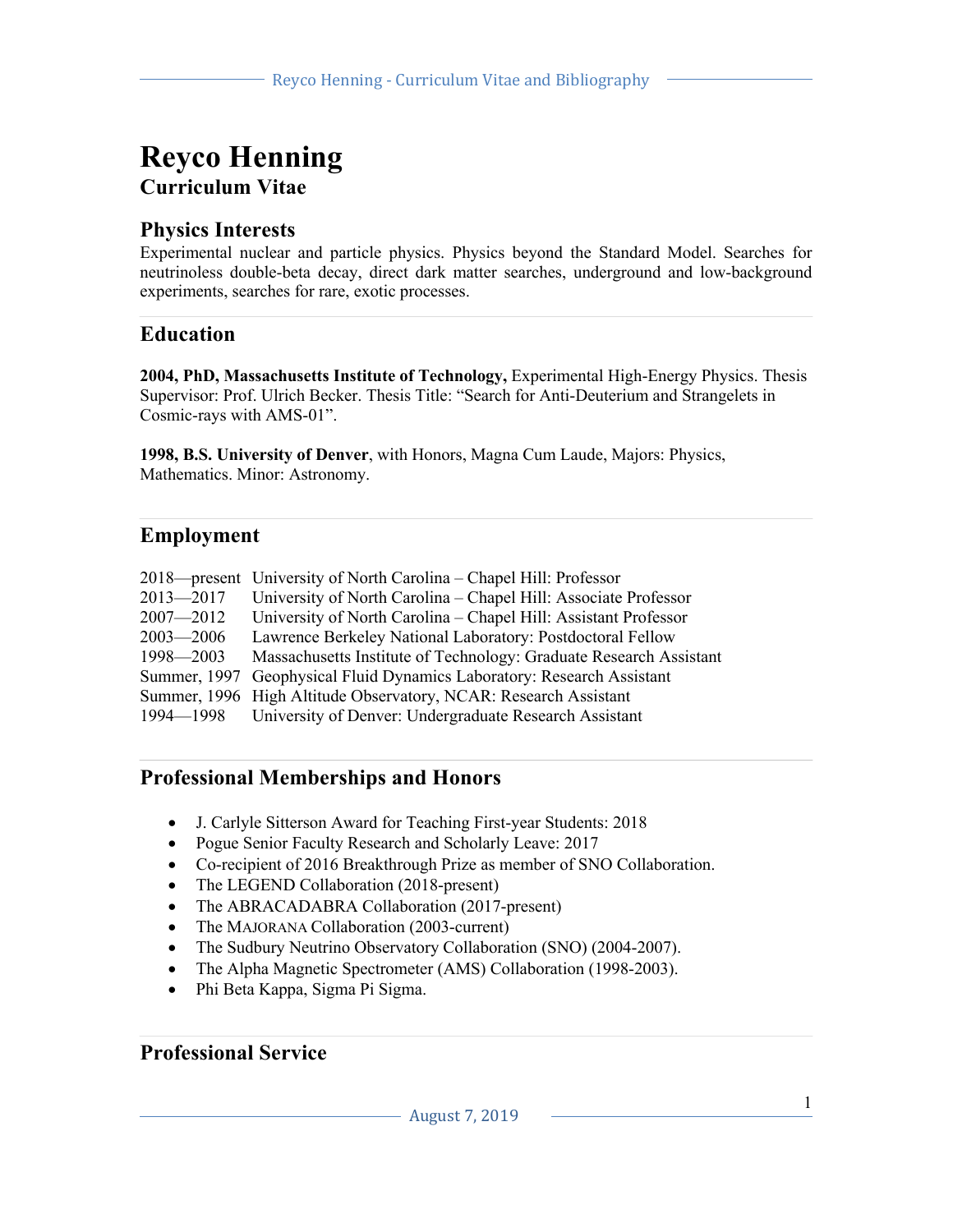# Reyco Henning

## Curriculum Vitae

## Physics Interests

Experimental nuclear and particle physics. Physics beyond the Standard Model. Searches for neutrinoless double-beta decay, direct dark matter searches, underground and low-background experiments, searches for rare, exotic processes.

## Education

**2004, PhD, Massachusetts Institute of Technology,** Experimental High-Energy Physics. Thesis Supervisor: Prof. Ulrich Becker. Thesis Title: "Search for Anti-Deuterium and Strangelets in Cosmic-rays with AMS-01".

**1998, B.S. University of Denver**, with Honors, Magna Cum Laude, Majors: Physics, Mathematics. Minor: Astronomy.

## Employment

| | |
|---|---|
| 2018—present | University of North Carolina – Chapel Hill: Professor |
| 2013—2017 | University of North Carolina – Chapel Hill: Associate Professor |
| 2007—2012 | University of North Carolina – Chapel Hill: Assistant Professor |
| 2003—2006 | Lawrence Berkeley National Laboratory: Postdoctoral Fellow |
| 1998—2003 | Massachusetts Institute of Technology: Graduate Research Assistant |
| Summer, 1997 | Geophysical Fluid Dynamics Laboratory: Research Assistant |
| Summer, 1996 | High Altitude Observatory, NCAR: Research Assistant |
| 1994—1998 | University of Denver: Undergraduate Research Assistant |

## Professional Memberships and Honors

- J. Carlyle Sitterson Award for Teaching First-year Students: 2018
- Pogue Senior Faculty Research and Scholarly Leave: 2017
- Co-recipient of 2016 Breakthrough Prize as member of SNO Collaboration.
- The LEGEND Collaboration (2018-present)
- The ABRACADABRA Collaboration (2017-present)
- The MAJORANA Collaboration (2003-current)
- The Sudbury Neutrino Observatory Collaboration (SNO) (2004-2007).
- The Alpha Magnetic Spectrometer (AMS) Collaboration (1998-2003).
- Phi Beta Kappa, Sigma Pi Sigma.

## Professional Service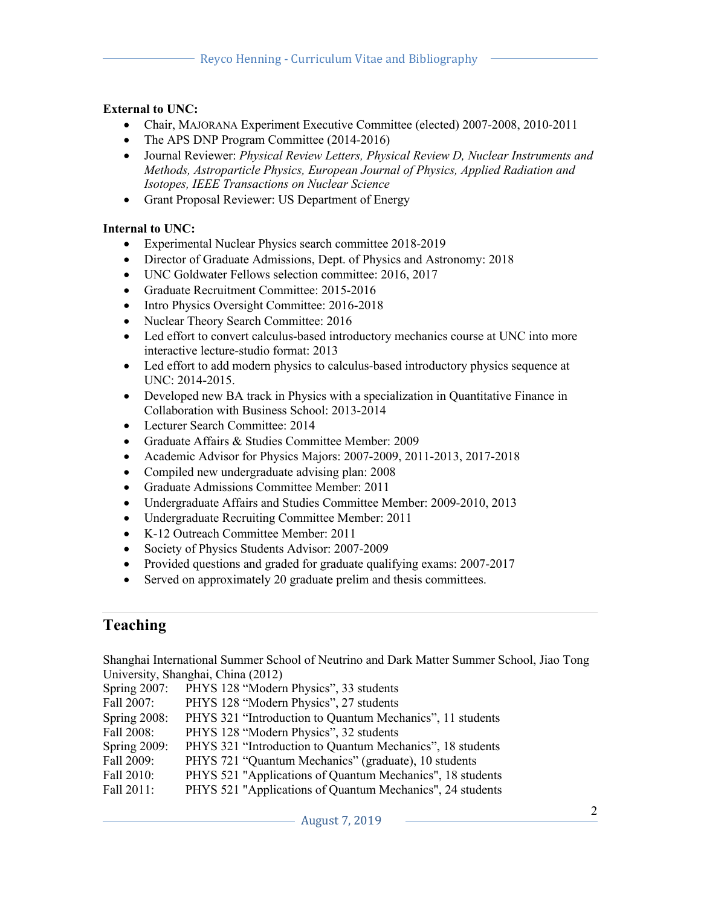**External to UNC:**

- Chair, MAJORANA Experiment Executive Committee (elected) 2007-2008, 2010-2011
- The APS DNP Program Committee (2014-2016)
- Journal Reviewer: *Physical Review Letters, Physical Review D, Nuclear Instruments and Methods, Astroparticle Physics, European Journal of Physics, Applied Radiation and Isotopes, IEEE Transactions on Nuclear Science*
- Grant Proposal Reviewer: US Department of Energy

**Internal to UNC:**

- Experimental Nuclear Physics search committee 2018-2019
- Director of Graduate Admissions, Dept. of Physics and Astronomy: 2018
- UNC Goldwater Fellows selection committee: 2016, 2017
- Graduate Recruitment Committee: 2015-2016
- Intro Physics Oversight Committee: 2016-2018
- Nuclear Theory Search Committee: 2016
- Led effort to convert calculus-based introductory mechanics course at UNC into more interactive lecture-studio format: 2013
- Led effort to add modern physics to calculus-based introductory physics sequence at UNC: 2014-2015.
- Developed new BA track in Physics with a specialization in Quantitative Finance in Collaboration with Business School: 2013-2014
- Lecturer Search Committee: 2014
- Graduate Affairs & Studies Committee Member: 2009
- Academic Advisor for Physics Majors: 2007-2009, 2011-2013, 2017-2018
- Compiled new undergraduate advising plan: 2008
- Graduate Admissions Committee Member: 2011
- Undergraduate Affairs and Studies Committee Member: 2009-2010, 2013
- Undergraduate Recruiting Committee Member: 2011
- K-12 Outreach Committee Member: 2011
- Society of Physics Students Advisor: 2007-2009
- Provided questions and graded for graduate qualifying exams: 2007-2017
- Served on approximately 20 graduate prelim and thesis committees.

## Teaching

Shanghai International Summer School of Neutrino and Dark Matter Summer School, Jiao Tong University, Shanghai, China (2012)

Spring 2007: PHYS 128 “Modern Physics”, 33 students
Fall 2007: PHYS 128 “Modern Physics”, 27 students
Spring 2008: PHYS 321 “Introduction to Quantum Mechanics”, 11 students
Fall 2008: PHYS 128 “Modern Physics”, 32 students
Spring 2009: PHYS 321 “Introduction to Quantum Mechanics”, 18 students
Fall 2009: PHYS 721 “Quantum Mechanics” (graduate), 10 students
Fall 2010: PHYS 521 "Applications of Quantum Mechanics", 18 students
Fall 2011: PHYS 521 "Applications of Quantum Mechanics", 24 students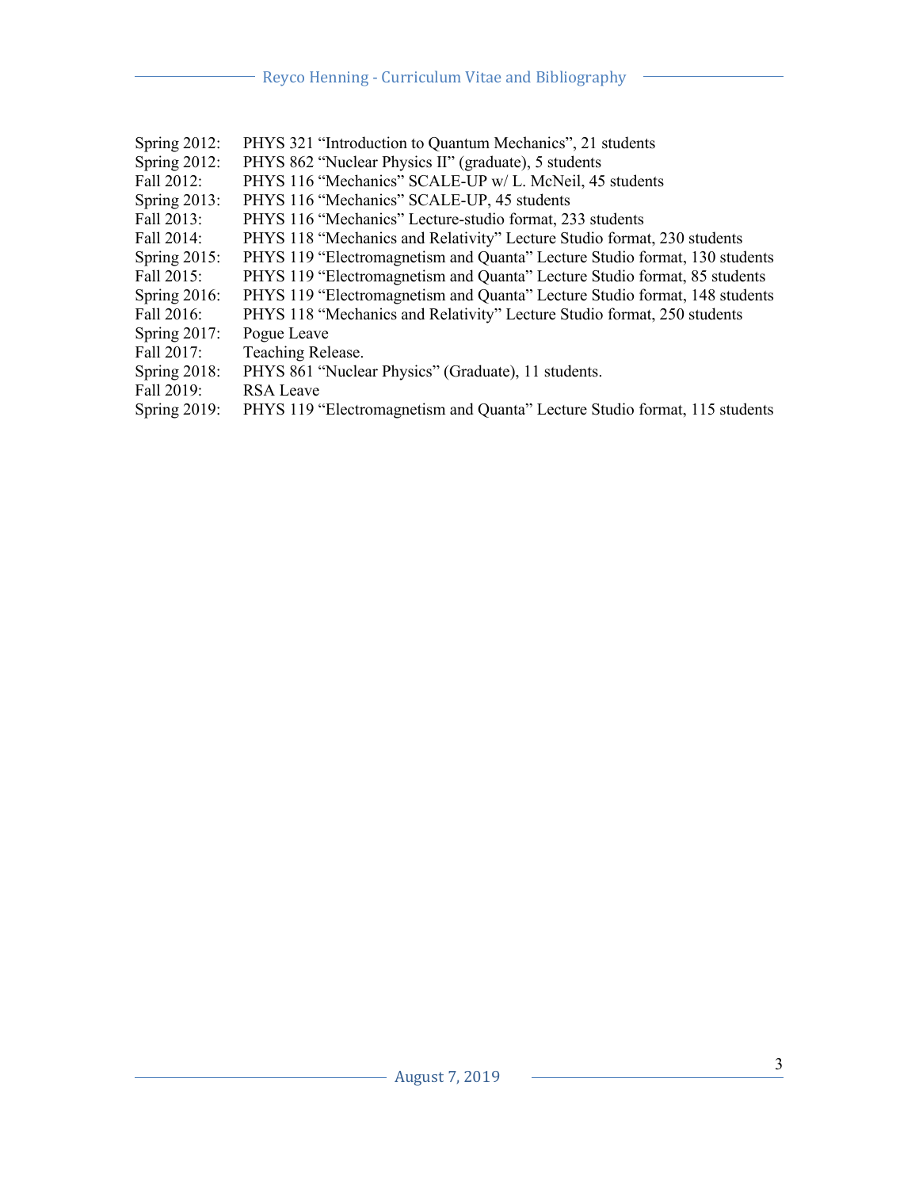Spring 2012: PHYS 321 “Introduction to Quantum Mechanics”, 21 students  
Spring 2012: PHYS 862 “Nuclear Physics II” (graduate), 5 students  
Fall 2012: PHYS 116 “Mechanics” SCALE-UP w/ L. McNeil, 45 students  
Spring 2013: PHYS 116 “Mechanics” SCALE-UP, 45 students  
Fall 2013: PHYS 116 “Mechanics” Lecture-studio format, 233 students  
Fall 2014: PHYS 118 “Mechanics and Relativity” Lecture Studio format, 230 students  
Spring 2015: PHYS 119 “Electromagnetism and Quanta” Lecture Studio format, 130 students  
Fall 2015: PHYS 119 “Electromagnetism and Quanta” Lecture Studio format, 85 students  
Spring 2016: PHYS 119 “Electromagnetism and Quanta” Lecture Studio format, 148 students  
Fall 2016: PHYS 118 “Mechanics and Relativity” Lecture Studio format, 250 students  
Spring 2017: Pogue Leave  
Fall 2017: Teaching Release.  
Spring 2018: PHYS 861 “Nuclear Physics” (Graduate), 11 students.  
Fall 2019: RSA Leave  
Spring 2019: PHYS 119 “Electromagnetism and Quanta” Lecture Studio format, 115 students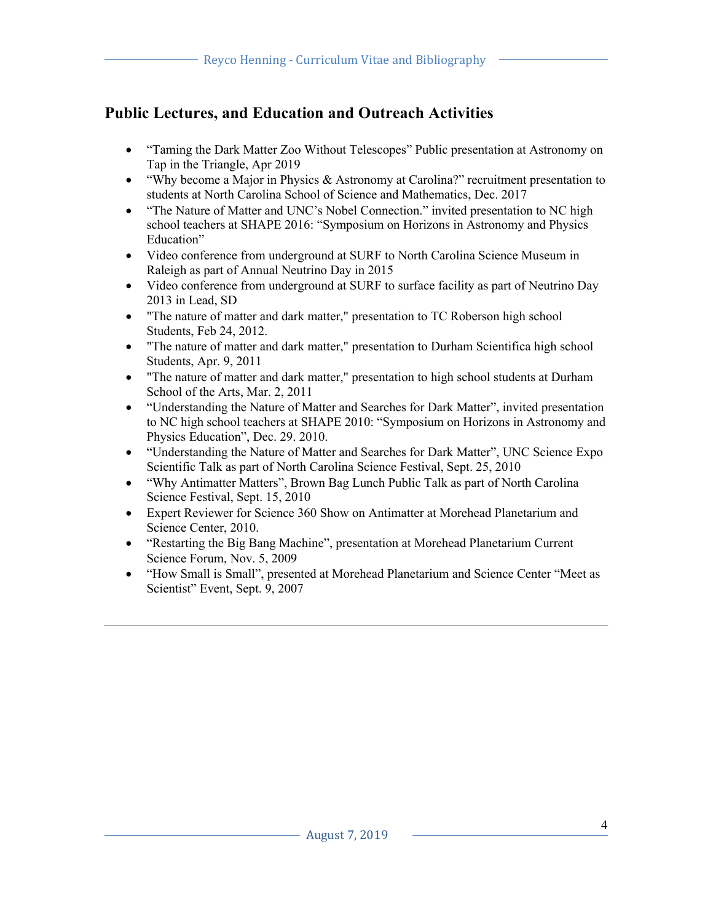## Public Lectures, and Education and Outreach Activities

- "Taming the Dark Matter Zoo Without Telescopes" Public presentation at Astronomy on Tap in the Triangle, Apr 2019
- "Why become a Major in Physics & Astronomy at Carolina?" recruitment presentation to students at North Carolina School of Science and Mathematics, Dec. 2017
- "The Nature of Matter and UNC's Nobel Connection." invited presentation to NC high school teachers at SHAPE 2016: "Symposium on Horizons in Astronomy and Physics Education"
- Video conference from underground at SURF to North Carolina Science Museum in Raleigh as part of Annual Neutrino Day in 2015
- Video conference from underground at SURF to surface facility as part of Neutrino Day 2013 in Lead, SD
- "The nature of matter and dark matter," presentation to TC Roberson high school Students, Feb 24, 2012.
- "The nature of matter and dark matter," presentation to Durham Scientifica high school Students, Apr. 9, 2011
- "The nature of matter and dark matter," presentation to high school students at Durham School of the Arts, Mar. 2, 2011
- "Understanding the Nature of Matter and Searches for Dark Matter", invited presentation to NC high school teachers at SHAPE 2010: "Symposium on Horizons in Astronomy and Physics Education", Dec. 29. 2010.
- "Understanding the Nature of Matter and Searches for Dark Matter", UNC Science Expo Scientific Talk as part of North Carolina Science Festival, Sept. 25, 2010
- "Why Antimatter Matters", Brown Bag Lunch Public Talk as part of North Carolina Science Festival, Sept. 15, 2010
- Expert Reviewer for Science 360 Show on Antimatter at Morehead Planetarium and Science Center, 2010.
- "Restarting the Big Bang Machine", presentation at Morehead Planetarium Current Science Forum, Nov. 5, 2009
- "How Small is Small", presented at Morehead Planetarium and Science Center "Meet as Scientist" Event, Sept. 9, 2007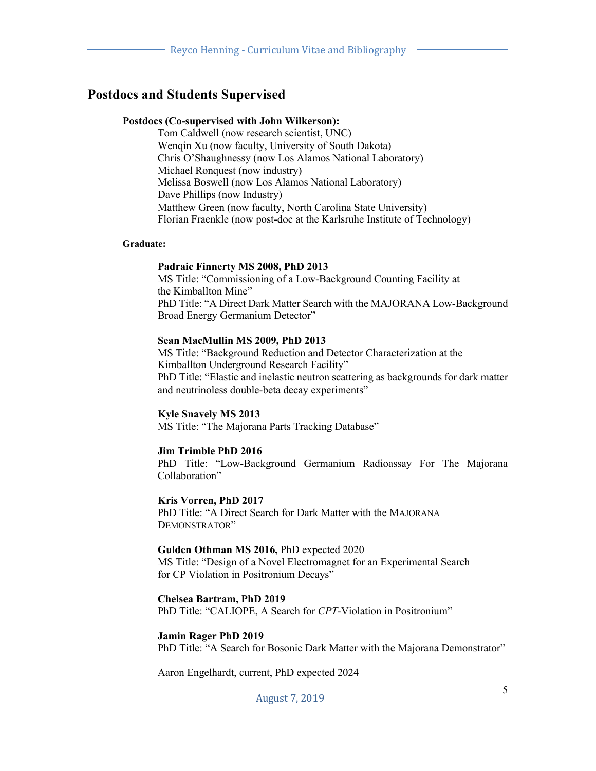## Postdocs and Students Supervised

**Postdocs (Co-supervised with John Wilkerson):**

Tom Caldwell (now research scientist, UNC)
Wenqin Xu (now faculty, University of South Dakota)
Chris O'Shaughnessy (now Los Alamos National Laboratory)
Michael Ronquest (now industry)
Melissa Boswell (now Los Alamos National Laboratory)
Dave Phillips (now Industry)
Matthew Green (now faculty, North Carolina State University)
Florian Fraenkle (now post-doc at the Karlsruhe Institute of Technology)

**Graduate:**

**Padraic Finnerty MS 2008, PhD 2013**
MS Title: "Commissioning of a Low-Background Counting Facility at the Kimballton Mine"
PhD Title: "A Direct Dark Matter Search with the MAJORANA Low-Background Broad Energy Germanium Detector"

**Sean MacMullin MS 2009, PhD 2013**
MS Title: "Background Reduction and Detector Characterization at the Kimballton Underground Research Facility"
PhD Title: "Elastic and inelastic neutron scattering as backgrounds for dark matter and neutrinoless double-beta decay experiments"

**Kyle Snavely MS 2013**
MS Title: "The Majorana Parts Tracking Database"

**Jim Trimble PhD 2016**
PhD Title: "Low-Background Germanium Radioassay For The Majorana Collaboration"

**Kris Vorren, PhD 2017**
PhD Title: "A Direct Search for Dark Matter with the MAJORANA DEMONSTRATOR"

**Gulden Othman MS 2016,** PhD expected 2020
MS Title: "Design of a Novel Electromagnet for an Experimental Search for CP Violation in Positronium Decays"

**Chelsea Bartram, PhD 2019**
PhD Title: "CALIOPE, A Search for *CPT*-Violation in Positronium"

**Jamin Rager PhD 2019**
PhD Title: "A Search for Bosonic Dark Matter with the Majorana Demonstrator"

Aaron Engelhardt, current, PhD expected 2024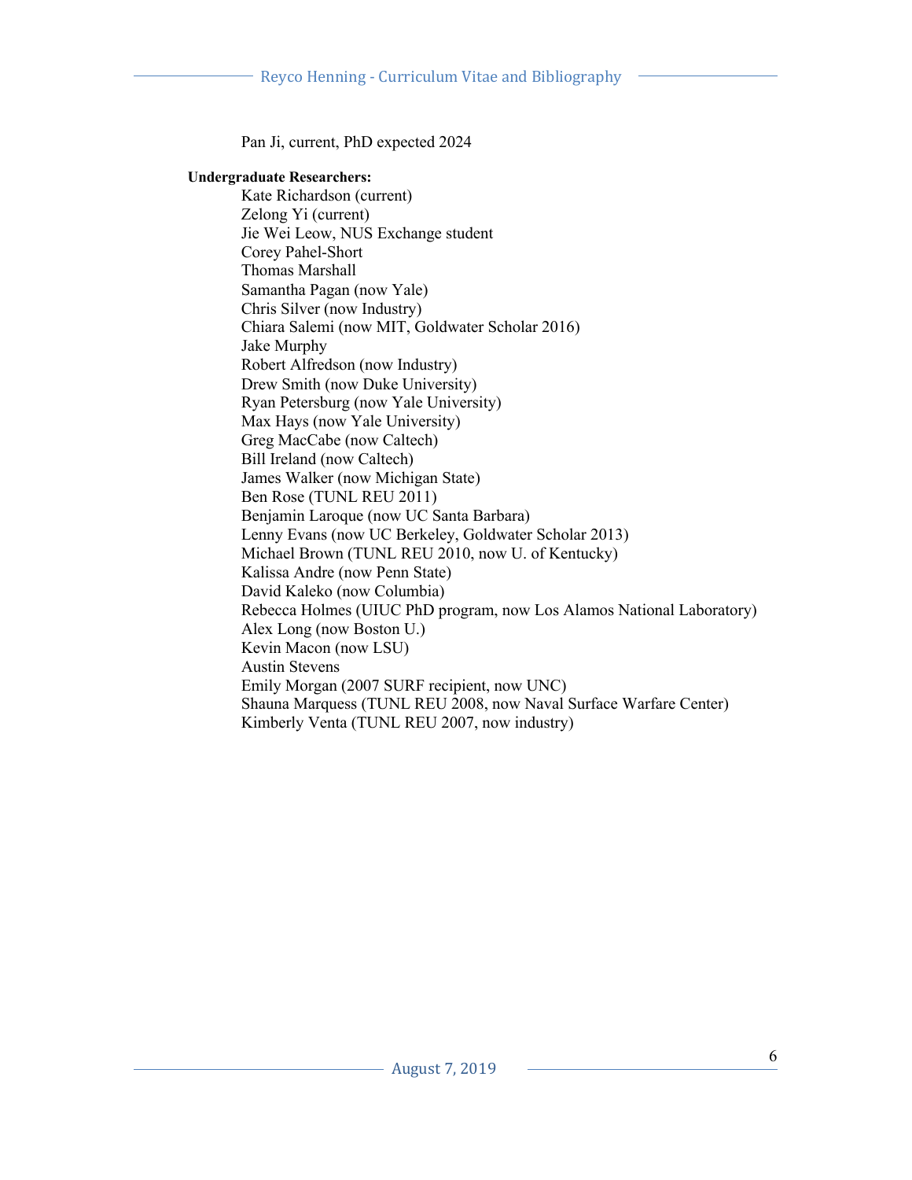Pan Ji, current, PhD expected 2024

**Undergraduate Researchers:**

Kate Richardson (current)
Zelong Yi (current)
Jie Wei Leow, NUS Exchange student
Corey Pahel-Short
Thomas Marshall
Samantha Pagan (now Yale)
Chris Silver (now Industry)
Chiara Salemi (now MIT, Goldwater Scholar 2016)
Jake Murphy
Robert Alfredson (now Industry)
Drew Smith (now Duke University)
Ryan Petersburg (now Yale University)
Max Hays (now Yale University)
Greg MacCabe (now Caltech)
Bill Ireland (now Caltech)
James Walker (now Michigan State)
Ben Rose (TUNL REU 2011)
Benjamin Laroque (now UC Santa Barbara)
Lenny Evans (now UC Berkeley, Goldwater Scholar 2013)
Michael Brown (TUNL REU 2010, now U. of Kentucky)
Kalissa Andre (now Penn State)
David Kaleko (now Columbia)
Rebecca Holmes (UIUC PhD program, now Los Alamos National Laboratory)
Alex Long (now Boston U.)
Kevin Macon (now LSU)
Austin Stevens
Emily Morgan (2007 SURF recipient, now UNC)
Shauna Marquess (TUNL REU 2008, now Naval Surface Warfare Center)
Kimberly Venta (TUNL REU 2007, now industry)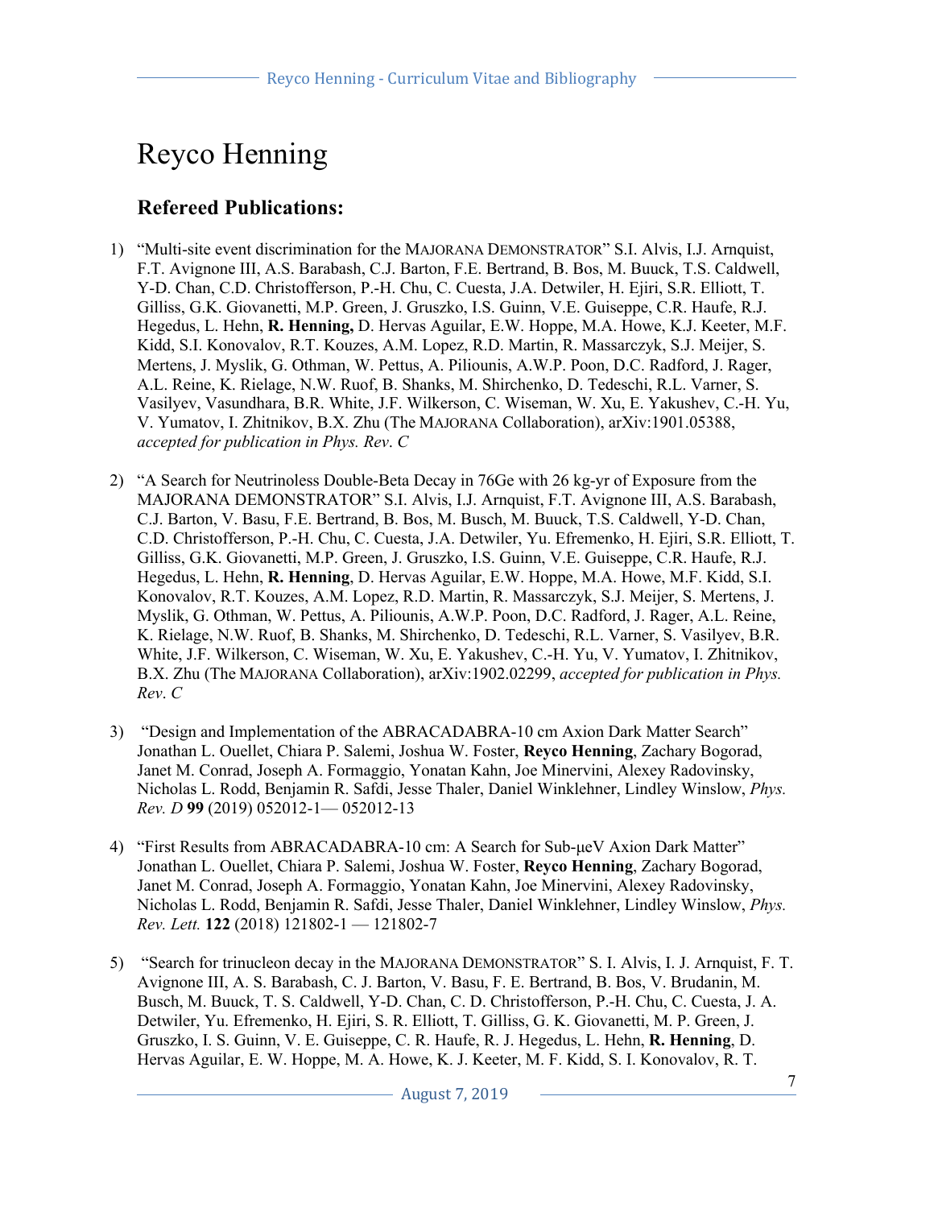# Reyco Henning

## Refereed Publications:

1) "Multi-site event discrimination for the MAJORANA DEMONSTRATOR" S.I. Alvis, I.J. Arnquist, F.T. Avignone III, A.S. Barabash, C.J. Barton, F.E. Bertrand, B. Bos, M. Buuck, T.S. Caldwell, Y-D. Chan, C.D. Christofferson, P.-H. Chu, C. Cuesta, J.A. Detwiler, H. Ejiri, S.R. Elliott, T. Gilliss, G.K. Giovanetti, M.P. Green, J. Gruszko, I.S. Guinn, V.E. Guiseppe, C.R. Haufe, R.J. Hegedus, L. Hehn, **R. Henning,** D. Hervas Aguilar, E.W. Hoppe, M.A. Howe, K.J. Keeter, M.F. Kidd, S.I. Konovalov, R.T. Kouzes, A.M. Lopez, R.D. Martin, R. Massarczyk, S.J. Meijer, S. Mertens, J. Myslik, G. Othman, W. Pettus, A. Piliounis, A.W.P. Poon, D.C. Radford, J. Rager, A.L. Reine, K. Rielage, N.W. Ruof, B. Shanks, M. Shirchenko, D. Tedeschi, R.L. Varner, S. Vasilyev, Vasundhara, B.R. White, J.F. Wilkerson, C. Wiseman, W. Xu, E. Yakushev, C.-H. Yu, V. Yumatov, I. Zhitnikov, B.X. Zhu (The MAJORANA Collaboration), arXiv:1901.05388, *accepted for publication in Phys. Rev. C*

2) "A Search for Neutrinoless Double-Beta Decay in 76Ge with 26 kg-yr of Exposure from the MAJORANA DEMONSTRATOR" S.I. Alvis, I.J. Arnquist, F.T. Avignone III, A.S. Barabash, C.J. Barton, V. Basu, F.E. Bertrand, B. Bos, M. Busch, M. Buuck, T.S. Caldwell, Y-D. Chan, C.D. Christofferson, P.-H. Chu, C. Cuesta, J.A. Detwiler, Yu. Efremenko, H. Ejiri, S.R. Elliott, T. Gilliss, G.K. Giovanetti, M.P. Green, J. Gruszko, I.S. Guinn, V.E. Guiseppe, C.R. Haufe, R.J. Hegedus, L. Hehn, **R. Henning**, D. Hervas Aguilar, E.W. Hoppe, M.A. Howe, M.F. Kidd, S.I. Konovalov, R.T. Kouzes, A.M. Lopez, R.D. Martin, R. Massarczyk, S.J. Meijer, S. Mertens, J. Myslik, G. Othman, W. Pettus, A. Piliounis, A.W.P. Poon, D.C. Radford, J. Rager, A.L. Reine, K. Rielage, N.W. Ruof, B. Shanks, M. Shirchenko, D. Tedeschi, R.L. Varner, S. Vasilyev, B.R. White, J.F. Wilkerson, C. Wiseman, W. Xu, E. Yakushev, C.-H. Yu, V. Yumatov, I. Zhitnikov, B.X. Zhu (The MAJORANA Collaboration), arXiv:1902.02299, *accepted for publication in Phys. Rev. C*

3) "Design and Implementation of the ABRACADABRA-10 cm Axion Dark Matter Search" Jonathan L. Ouellet, Chiara P. Salemi, Joshua W. Foster, **Reyco Henning**, Zachary Bogorad, Janet M. Conrad, Joseph A. Formaggio, Yonatan Kahn, Joe Minervini, Alexey Radovinsky, Nicholas L. Rodd, Benjamin R. Safdi, Jesse Thaler, Daniel Winklehner, Lindley Winslow, *Phys. Rev. D* **99** (2019) 052012-1— 052012-13

4) "First Results from ABRACADABRA-10 cm: A Search for Sub-μeV Axion Dark Matter" Jonathan L. Ouellet, Chiara P. Salemi, Joshua W. Foster, **Reyco Henning**, Zachary Bogorad, Janet M. Conrad, Joseph A. Formaggio, Yonatan Kahn, Joe Minervini, Alexey Radovinsky, Nicholas L. Rodd, Benjamin R. Safdi, Jesse Thaler, Daniel Winklehner, Lindley Winslow, *Phys. Rev. Lett.* **122** (2018) 121802-1 — 121802-7

5) "Search for trinucleon decay in the MAJORANA DEMONSTRATOR" S. I. Alvis, I. J. Arnquist, F. T. Avignone III, A. S. Barabash, C. J. Barton, V. Basu, F. E. Bertrand, B. Bos, V. Brudanin, M. Busch, M. Buuck, T. S. Caldwell, Y-D. Chan, C. D. Christofferson, P.-H. Chu, C. Cuesta, J. A. Detwiler, Yu. Efremenko, H. Ejiri, S. R. Elliott, T. Gilliss, G. K. Giovanetti, M. P. Green, J. Gruszko, I. S. Guinn, V. E. Guiseppe, C. R. Haufe, R. J. Hegedus, L. Hehn, **R. Henning**, D. Hervas Aguilar, E. W. Hoppe, M. A. Howe, K. J. Keeter, M. F. Kidd, S. I. Konovalov, R. T.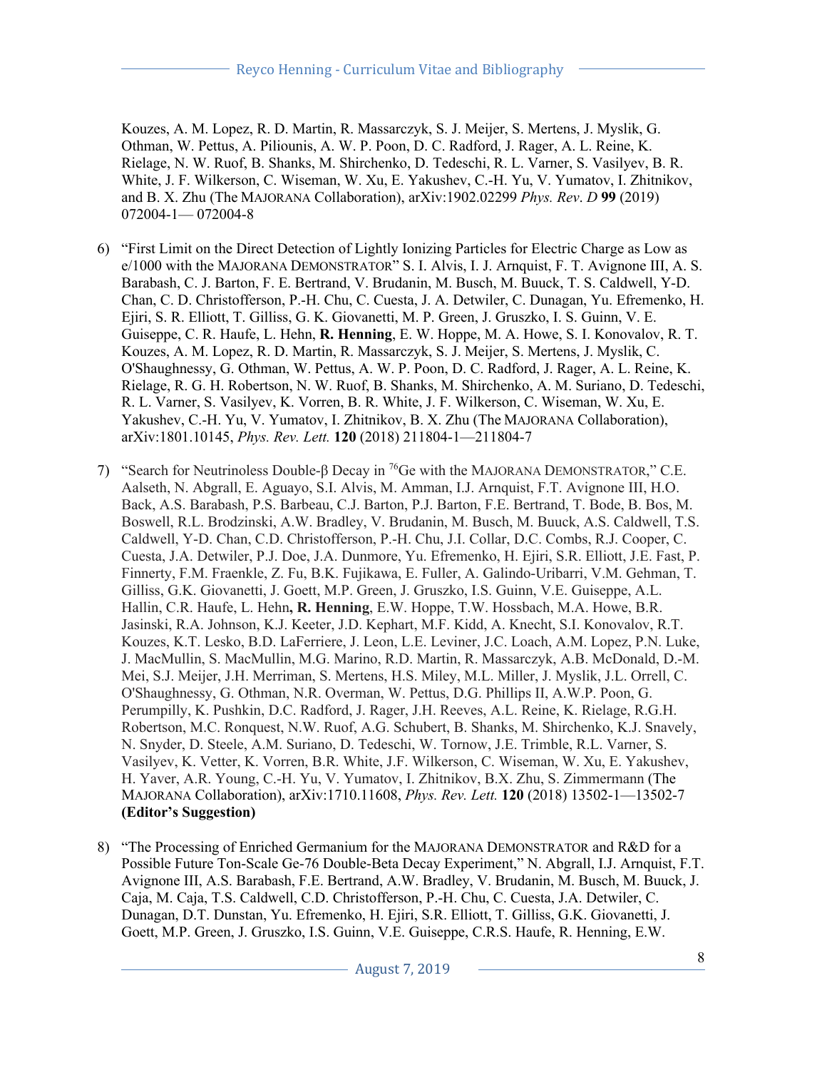Kouzes, A. M. Lopez, R. D. Martin, R. Massarczyk, S. J. Meijer, S. Mertens, J. Myslik, G. Othman, W. Pettus, A. Piliounis, A. W. P. Poon, D. C. Radford, J. Rager, A. L. Reine, K. Rielage, N. W. Ruof, B. Shanks, M. Shirchenko, D. Tedeschi, R. L. Varner, S. Vasilyev, B. R. White, J. F. Wilkerson, C. Wiseman, W. Xu, E. Yakushev, C.-H. Yu, V. Yumatov, I. Zhitnikov, and B. X. Zhu (The MAJORANA Collaboration), arXiv:1902.02299 *Phys. Rev. D* **99** (2019) 072004-1— 072004-8

6) "First Limit on the Direct Detection of Lightly Ionizing Particles for Electric Charge as Low as e/1000 with the MAJORANA DEMONSTRATOR" S. I. Alvis, I. J. Arnquist, F. T. Avignone III, A. S. Barabash, C. J. Barton, F. E. Bertrand, V. Brudanin, M. Busch, M. Buuck, T. S. Caldwell, Y-D. Chan, C. D. Christofferson, P.-H. Chu, C. Cuesta, J. A. Detwiler, C. Dunagan, Yu. Efremenko, H. Ejiri, S. R. Elliott, T. Gilliss, G. K. Giovanetti, M. P. Green, J. Gruszko, I. S. Guinn, V. E. Guiseppe, C. R. Haufe, L. Hehn, **R. Henning**, E. W. Hoppe, M. A. Howe, S. I. Konovalov, R. T. Kouzes, A. M. Lopez, R. D. Martin, R. Massarczyk, S. J. Meijer, S. Mertens, J. Myslik, C. O'Shaughnessy, G. Othman, W. Pettus, A. W. P. Poon, D. C. Radford, J. Rager, A. L. Reine, K. Rielage, R. G. H. Robertson, N. W. Ruof, B. Shanks, M. Shirchenko, A. M. Suriano, D. Tedeschi, R. L. Varner, S. Vasilyev, K. Vorren, B. R. White, J. F. Wilkerson, C. Wiseman, W. Xu, E. Yakushev, C.-H. Yu, V. Yumatov, I. Zhitnikov, B. X. Zhu (The MAJORANA Collaboration), arXiv:1801.10145, *Phys. Rev. Lett.* **120** (2018) 211804-1—211804-7

7) "Search for Neutrinoless Double-β Decay in $^{76}$Ge with the MAJORANA DEMONSTRATOR," C.E. Aalseth, N. Abgrall, E. Aguayo, S.I. Alvis, M. Amman, I.J. Arnquist, F.T. Avignone III, H.O. Back, A.S. Barabash, P.S. Barbeau, C.J. Barton, P.J. Barton, F.E. Bertrand, T. Bode, B. Bos, M. Boswell, R.L. Brodzinski, A.W. Bradley, V. Brudanin, M. Busch, M. Buuck, A.S. Caldwell, T.S. Caldwell, Y-D. Chan, C.D. Christofferson, P.-H. Chu, J.I. Collar, D.C. Combs, R.J. Cooper, C. Cuesta, J.A. Detwiler, P.J. Doe, J.A. Dunmore, Yu. Efremenko, H. Ejiri, S.R. Elliott, J.E. Fast, P. Finnerty, F.M. Fraenkle, Z. Fu, B.K. Fujikawa, E. Fuller, A. Galindo-Uribarri, V.M. Gehman, T. Gilliss, G.K. Giovanetti, J. Goett, M.P. Green, J. Gruszko, I.S. Guinn, V.E. Guiseppe, A.L. Hallin, C.R. Haufe, L. Hehn**, R. Henning**, E.W. Hoppe, T.W. Hossbach, M.A. Howe, B.R. Jasinski, R.A. Johnson, K.J. Keeter, J.D. Kephart, M.F. Kidd, A. Knecht, S.I. Konovalov, R.T. Kouzes, K.T. Lesko, B.D. LaFerriere, J. Leon, L.E. Leviner, J.C. Loach, A.M. Lopez, P.N. Luke, J. MacMullin, S. MacMullin, M.G. Marino, R.D. Martin, R. Massarczyk, A.B. McDonald, D.-M. Mei, S.J. Meijer, J.H. Merriman, S. Mertens, H.S. Miley, M.L. Miller, J. Myslik, J.L. Orrell, C. O'Shaughnessy, G. Othman, N.R. Overman, W. Pettus, D.G. Phillips II, A.W.P. Poon, G. Perumpilly, K. Pushkin, D.C. Radford, J. Rager, J.H. Reeves, A.L. Reine, K. Rielage, R.G.H. Robertson, M.C. Ronquest, N.W. Ruof, A.G. Schubert, B. Shanks, M. Shirchenko, K.J. Snavely, N. Snyder, D. Steele, A.M. Suriano, D. Tedeschi, W. Tornow, J.E. Trimble, R.L. Varner, S. Vasilyev, K. Vetter, K. Vorren, B.R. White, J.F. Wilkerson, C. Wiseman, W. Xu, E. Yakushev, H. Yaver, A.R. Young, C.-H. Yu, V. Yumatov, I. Zhitnikov, B.X. Zhu, S. Zimmermann (The MAJORANA Collaboration), arXiv:1710.11608, *Phys. Rev. Lett.* **120** (2018) 13502-1—13502-7 **(Editor's Suggestion)**

8) "The Processing of Enriched Germanium for the MAJORANA DEMONSTRATOR and R&D for a Possible Future Ton-Scale Ge-76 Double-Beta Decay Experiment," N. Abgrall, I.J. Arnquist, F.T. Avignone III, A.S. Barabash, F.E. Bertrand, A.W. Bradley, V. Brudanin, M. Busch, M. Buuck, J. Caja, M. Caja, T.S. Caldwell, C.D. Christofferson, P.-H. Chu, C. Cuesta, J.A. Detwiler, C. Dunagan, D.T. Dunstan, Yu. Efremenko, H. Ejiri, S.R. Elliott, T. Gilliss, G.K. Giovanetti, J. Goett, M.P. Green, J. Gruszko, I.S. Guinn, V.E. Guiseppe, C.R.S. Haufe, R. Henning, E.W.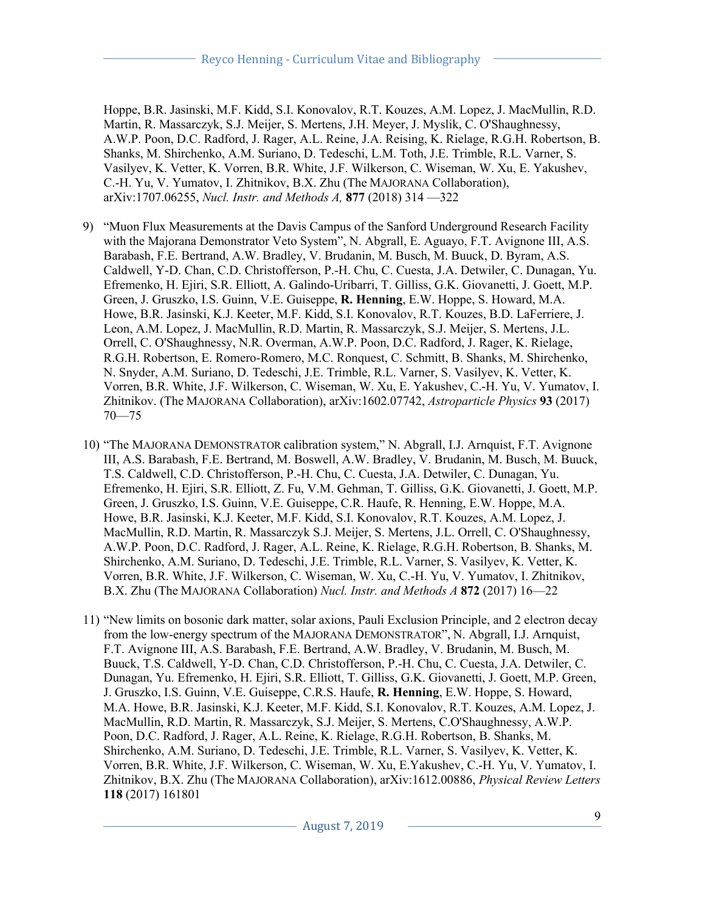Hoppe, B.R. Jasinski, M.F. Kidd, S.I. Konovalov, R.T. Kouzes, A.M. Lopez, J. MacMullin, R.D. Martin, R. Massarczyk, S.J. Meijer, S. Mertens, J.H. Meyer, J. Myslik, C. O'Shaughnessy, A.W.P. Poon, D.C. Radford, J. Rager, A.L. Reine, J.A. Reising, K. Rielage, R.G.H. Robertson, B. Shanks, M. Shirchenko, A.M. Suriano, D. Tedeschi, L.M. Toth, J.E. Trimble, R.L. Varner, S. Vasilyev, K. Vetter, K. Vorren, B.R. White, J.F. Wilkerson, C. Wiseman, W. Xu, E. Yakushev, C.-H. Yu, V. Yumatov, I. Zhitnikov, B.X. Zhu (The MAJORANA Collaboration), arXiv:1707.06255, *Nucl. Instr. and Methods A,* **877** (2018) 314 —322

9) "Muon Flux Measurements at the Davis Campus of the Sanford Underground Research Facility with the Majorana Demonstrator Veto System", N. Abgrall, E. Aguayo, F.T. Avignone III, A.S. Barabash, F.E. Bertrand, A.W. Bradley, V. Brudanin, M. Busch, M. Buuck, D. Byram, A.S. Caldwell, Y-D. Chan, C.D. Christofferson, P.-H. Chu, C. Cuesta, J.A. Detwiler, C. Dunagan, Yu. Efremenko, H. Ejiri, S.R. Elliott, A. Galindo-Uribarri, T. Gilliss, G.K. Giovanetti, J. Goett, M.P. Green, J. Gruszko, I.S. Guinn, V.E. Guiseppe, **R. Henning**, E.W. Hoppe, S. Howard, M.A. Howe, B.R. Jasinski, K.J. Keeter, M.F. Kidd, S.I. Konovalov, R.T. Kouzes, B.D. LaFerriere, J. Leon, A.M. Lopez, J. MacMullin, R.D. Martin, R. Massarczyk, S.J. Meijer, S. Mertens, J.L. Orrell, C. O'Shaughnessy, N.R. Overman, A.W.P. Poon, D.C. Radford, J. Rager, K. Rielage, R.G.H. Robertson, E. Romero-Romero, M.C. Ronquest, C. Schmitt, B. Shanks, M. Shirchenko, N. Snyder, A.M. Suriano, D. Tedeschi, J.E. Trimble, R.L. Varner, S. Vasilyev, K. Vetter, K. Vorren, B.R. White, J.F. Wilkerson, C. Wiseman, W. Xu, E. Yakushev, C.-H. Yu, V. Yumatov, I. Zhitnikov. (The MAJORANA Collaboration), arXiv:1602.07742, *Astroparticle Physics* **93** (2017) 70—75

10) "The MAJORANA DEMONSTRATOR calibration system," N. Abgrall, I.J. Arnquist, F.T. Avignone III, A.S. Barabash, F.E. Bertrand, M. Boswell, A.W. Bradley, V. Brudanin, M. Busch, M. Buuck, T.S. Caldwell, C.D. Christofferson, P.-H. Chu, C. Cuesta, J.A. Detwiler, C. Dunagan, Yu. Efremenko, H. Ejiri, S.R. Elliott, Z. Fu, V.M. Gehman, T. Gilliss, G.K. Giovanetti, J. Goett, M.P. Green, J. Gruszko, I.S. Guinn, V.E. Guiseppe, C.R. Haufe, R. Henning, E.W. Hoppe, M.A. Howe, B.R. Jasinski, K.J. Keeter, M.F. Kidd, S.I. Konovalov, R.T. Kouzes, A.M. Lopez, J. MacMullin, R.D. Martin, R. Massarczyk S.J. Meijer, S. Mertens, J.L. Orrell, C. O'Shaughnessy, A.W.P. Poon, D.C. Radford, J. Rager, A.L. Reine, K. Rielage, R.G.H. Robertson, B. Shanks, M. Shirchenko, A.M. Suriano, D. Tedeschi, J.E. Trimble, R.L. Varner, S. Vasilyev, K. Vetter, K. Vorren, B.R. White, J.F. Wilkerson, C. Wiseman, W. Xu, C.-H. Yu, V. Yumatov, I. Zhitnikov, B.X. Zhu (The MAJORANA Collaboration) *Nucl. Instr. and Methods A* **872** (2017) 16—22

11) "New limits on bosonic dark matter, solar axions, Pauli Exclusion Principle, and 2 electron decay from the low-energy spectrum of the MAJORANA DEMONSTRATOR", N. Abgrall, I.J. Arnquist, F.T. Avignone III, A.S. Barabash, F.E. Bertrand, A.W. Bradley, V. Brudanin, M. Busch, M. Buuck, T.S. Caldwell, Y-D. Chan, C.D. Christofferson, P.-H. Chu, C. Cuesta, J.A. Detwiler, C. Dunagan, Yu. Efremenko, H. Ejiri, S.R. Elliott, T. Gilliss, G.K. Giovanetti, J. Goett, M.P. Green, J. Gruszko, I.S. Guinn, V.E. Guiseppe, C.R.S. Haufe, **R. Henning**, E.W. Hoppe, S. Howard, M.A. Howe, B.R. Jasinski, K.J. Keeter, M.F. Kidd, S.I. Konovalov, R.T. Kouzes, A.M. Lopez, J. MacMullin, R.D. Martin, R. Massarczyk, S.J. Meijer, S. Mertens, C.O'Shaughnessy, A.W.P. Poon, D.C. Radford, J. Rager, A.L. Reine, K. Rielage, R.G.H. Robertson, B. Shanks, M. Shirchenko, A.M. Suriano, D. Tedeschi, J.E. Trimble, R.L. Varner, S. Vasilyev, K. Vetter, K. Vorren, B.R. White, J.F. Wilkerson, C. Wiseman, W. Xu, E.Yakushev, C.-H. Yu, V. Yumatov, I. Zhitnikov, B.X. Zhu (The MAJORANA Collaboration), arXiv:1612.00886, *Physical Review Letters* **118** (2017) 161801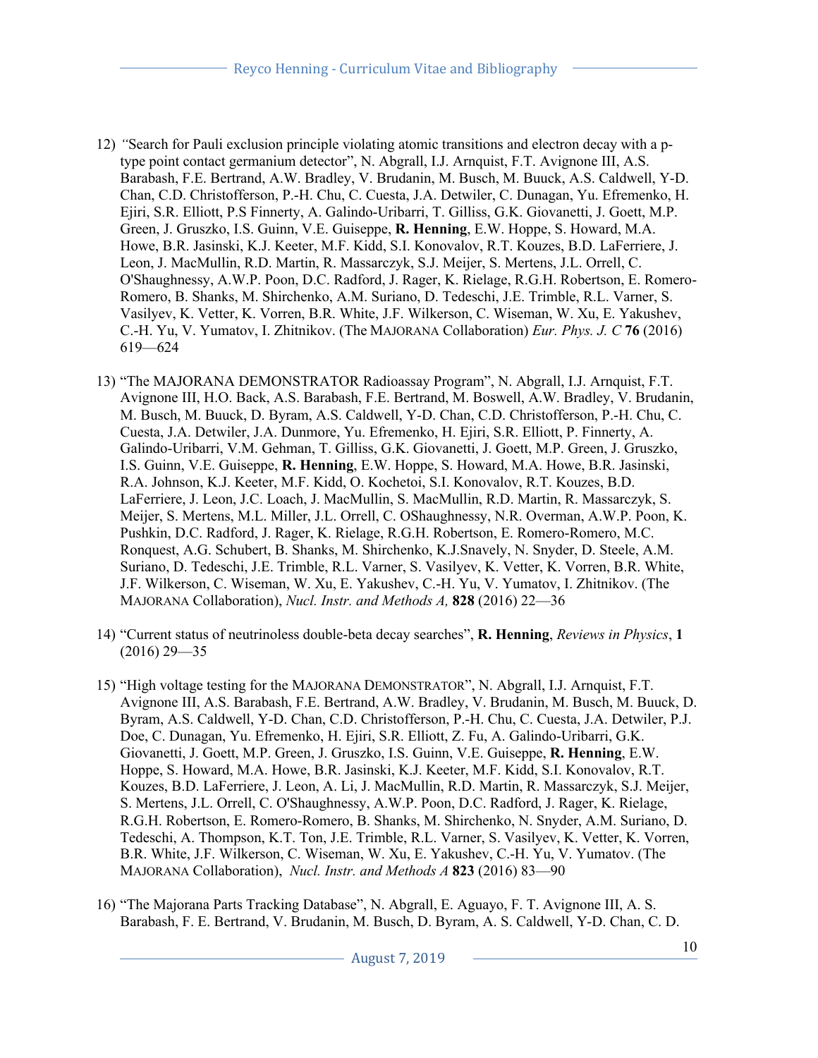12) *"*Search for Pauli exclusion principle violating atomic transitions and electron decay with a p-type point contact germanium detector", N. Abgrall, I.J. Arnquist, F.T. Avignone III, A.S. Barabash, F.E. Bertrand, A.W. Bradley, V. Brudanin, M. Busch, M. Buuck, A.S. Caldwell, Y-D. Chan, C.D. Christofferson, P.-H. Chu, C. Cuesta, J.A. Detwiler, C. Dunagan, Yu. Efremenko, H. Ejiri, S.R. Elliott, P.S Finnerty, A. Galindo-Uribarri, T. Gilliss, G.K. Giovanetti, J. Goett, M.P. Green, J. Gruszko, I.S. Guinn, V.E. Guiseppe, **R. Henning**, E.W. Hoppe, S. Howard, M.A. Howe, B.R. Jasinski, K.J. Keeter, M.F. Kidd, S.I. Konovalov, R.T. Kouzes, B.D. LaFerriere, J. Leon, J. MacMullin, R.D. Martin, R. Massarczyk, S.J. Meijer, S. Mertens, J.L. Orrell, C. O'Shaughnessy, A.W.P. Poon, D.C. Radford, J. Rager, K. Rielage, R.G.H. Robertson, E. Romero-Romero, B. Shanks, M. Shirchenko, A.M. Suriano, D. Tedeschi, J.E. Trimble, R.L. Varner, S. Vasilyev, K. Vetter, K. Vorren, B.R. White, J.F. Wilkerson, C. Wiseman, W. Xu, E. Yakushev, C.-H. Yu, V. Yumatov, I. Zhitnikov. (The MAJORANA Collaboration) *Eur. Phys. J. C* **76** (2016) 619—624

13) "The MAJORANA DEMONSTRATOR Radioassay Program", N. Abgrall, I.J. Arnquist, F.T. Avignone III, H.O. Back, A.S. Barabash, F.E. Bertrand, M. Boswell, A.W. Bradley, V. Brudanin, M. Busch, M. Buuck, D. Byram, A.S. Caldwell, Y-D. Chan, C.D. Christofferson, P.-H. Chu, C. Cuesta, J.A. Detwiler, J.A. Dunmore, Yu. Efremenko, H. Ejiri, S.R. Elliott, P. Finnerty, A. Galindo-Uribarri, V.M. Gehman, T. Gilliss, G.K. Giovanetti, J. Goett, M.P. Green, J. Gruszko, I.S. Guinn, V.E. Guiseppe, **R. Henning**, E.W. Hoppe, S. Howard, M.A. Howe, B.R. Jasinski, R.A. Johnson, K.J. Keeter, M.F. Kidd, O. Kochetoi, S.I. Konovalov, R.T. Kouzes, B.D. LaFerriere, J. Leon, J.C. Loach, J. MacMullin, S. MacMullin, R.D. Martin, R. Massarczyk, S. Meijer, S. Mertens, M.L. Miller, J.L. Orrell, C. OShaughnessy, N.R. Overman, A.W.P. Poon, K. Pushkin, D.C. Radford, J. Rager, K. Rielage, R.G.H. Robertson, E. Romero-Romero, M.C. Ronquest, A.G. Schubert, B. Shanks, M. Shirchenko, K.J.Snavely, N. Snyder, D. Steele, A.M. Suriano, D. Tedeschi, J.E. Trimble, R.L. Varner, S. Vasilyev, K. Vetter, K. Vorren, B.R. White, J.F. Wilkerson, C. Wiseman, W. Xu, E. Yakushev, C.-H. Yu, V. Yumatov, I. Zhitnikov. (The MAJORANA Collaboration), *Nucl. Instr. and Methods A,* **828** (2016) 22—36

14) "Current status of neutrinoless double-beta decay searches", **R. Henning**, *Reviews in Physics*, **1** (2016) 29—35

15) "High voltage testing for the MAJORANA DEMONSTRATOR", N. Abgrall, I.J. Arnquist, F.T. Avignone III, A.S. Barabash, F.E. Bertrand, A.W. Bradley, V. Brudanin, M. Busch, M. Buuck, D. Byram, A.S. Caldwell, Y-D. Chan, C.D. Christofferson, P.-H. Chu, C. Cuesta, J.A. Detwiler, P.J. Doe, C. Dunagan, Yu. Efremenko, H. Ejiri, S.R. Elliott, Z. Fu, A. Galindo-Uribarri, G.K. Giovanetti, J. Goett, M.P. Green, J. Gruszko, I.S. Guinn, V.E. Guiseppe, **R. Henning**, E.W. Hoppe, S. Howard, M.A. Howe, B.R. Jasinski, K.J. Keeter, M.F. Kidd, S.I. Konovalov, R.T. Kouzes, B.D. LaFerriere, J. Leon, A. Li, J. MacMullin, R.D. Martin, R. Massarczyk, S.J. Meijer, S. Mertens, J.L. Orrell, C. O'Shaughnessy, A.W.P. Poon, D.C. Radford, J. Rager, K. Rielage, R.G.H. Robertson, E. Romero-Romero, B. Shanks, M. Shirchenko, N. Snyder, A.M. Suriano, D. Tedeschi, A. Thompson, K.T. Ton, J.E. Trimble, R.L. Varner, S. Vasilyev, K. Vetter, K. Vorren, B.R. White, J.F. Wilkerson, C. Wiseman, W. Xu, E. Yakushev, C.-H. Yu, V. Yumatov. (The MAJORANA Collaboration), *Nucl. Instr. and Methods A* **823** (2016) 83—90

16) "The Majorana Parts Tracking Database", N. Abgrall, E. Aguayo, F. T. Avignone III, A. S. Barabash, F. E. Bertrand, V. Brudanin, M. Busch, D. Byram, A. S. Caldwell, Y-D. Chan, C. D.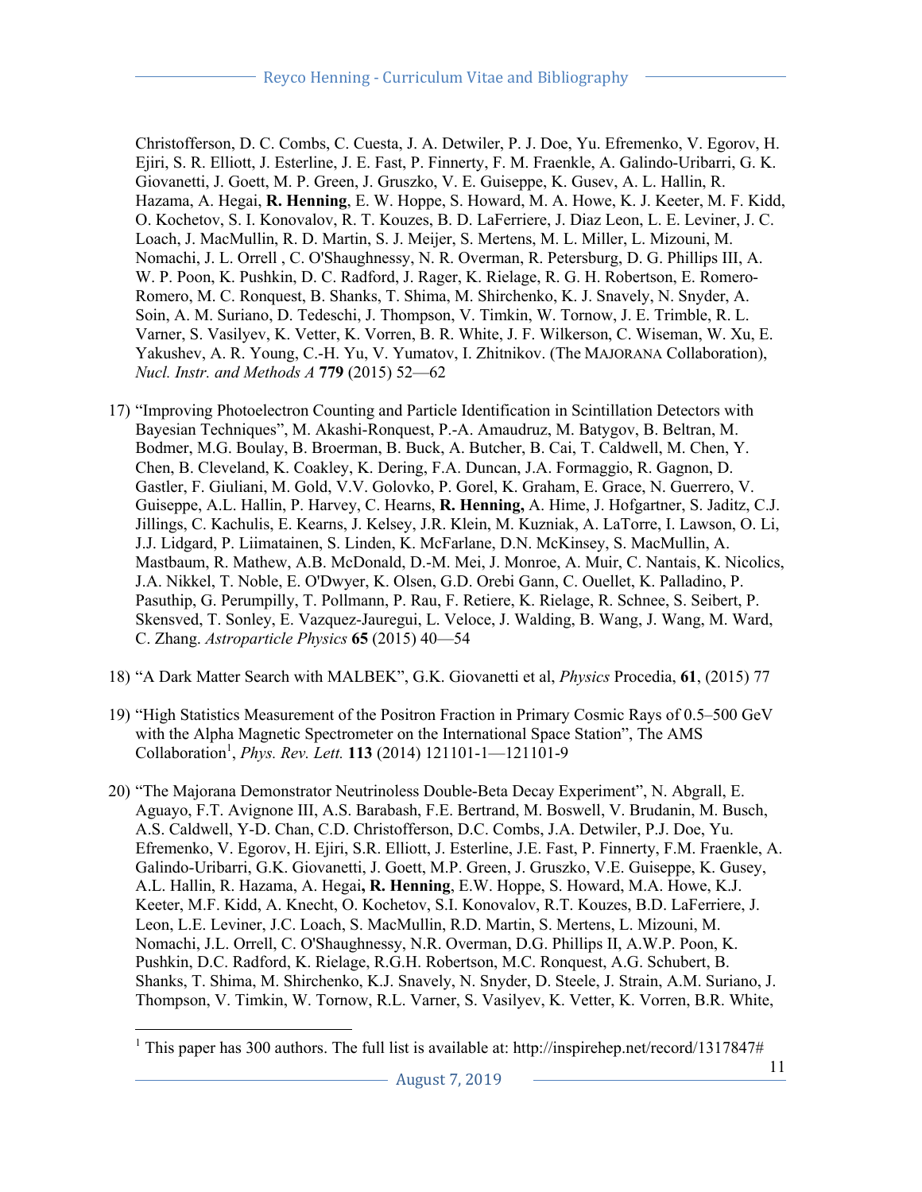Christofferson, D. C. Combs, C. Cuesta, J. A. Detwiler, P. J. Doe, Yu. Efremenko, V. Egorov, H. Ejiri, S. R. Elliott, J. Esterline, J. E. Fast, P. Finnerty, F. M. Fraenkle, A. Galindo-Uribarri, G. K. Giovanetti, J. Goett, M. P. Green, J. Gruszko, V. E. Guiseppe, K. Gusev, A. L. Hallin, R. Hazama, A. Hegai, **R. Henning**, E. W. Hoppe, S. Howard, M. A. Howe, K. J. Keeter, M. F. Kidd, O. Kochetov, S. I. Konovalov, R. T. Kouzes, B. D. LaFerriere, J. Diaz Leon, L. E. Leviner, J. C. Loach, J. MacMullin, R. D. Martin, S. J. Meijer, S. Mertens, M. L. Miller, L. Mizouni, M. Nomachi, J. L. Orrell , C. O'Shaughnessy, N. R. Overman, R. Petersburg, D. G. Phillips III, A. W. P. Poon, K. Pushkin, D. C. Radford, J. Rager, K. Rielage, R. G. H. Robertson, E. Romero-Romero, M. C. Ronquest, B. Shanks, T. Shima, M. Shirchenko, K. J. Snavely, N. Snyder, A. Soin, A. M. Suriano, D. Tedeschi, J. Thompson, V. Timkin, W. Tornow, J. E. Trimble, R. L. Varner, S. Vasilyev, K. Vetter, K. Vorren, B. R. White, J. F. Wilkerson, C. Wiseman, W. Xu, E. Yakushev, A. R. Young, C.-H. Yu, V. Yumatov, I. Zhitnikov. (The MAJORANA Collaboration), *Nucl. Instr. and Methods A* **779** (2015) 52—62

17) "Improving Photoelectron Counting and Particle Identification in Scintillation Detectors with Bayesian Techniques", M. Akashi-Ronquest, P.-A. Amaudruz, M. Batygov, B. Beltran, M. Bodmer, M.G. Boulay, B. Broerman, B. Buck, A. Butcher, B. Cai, T. Caldwell, M. Chen, Y. Chen, B. Cleveland, K. Coakley, K. Dering, F.A. Duncan, J.A. Formaggio, R. Gagnon, D. Gastler, F. Giuliani, M. Gold, V.V. Golovko, P. Gorel, K. Graham, E. Grace, N. Guerrero, V. Guiseppe, A.L. Hallin, P. Harvey, C. Hearns, **R. Henning,** A. Hime, J. Hofgartner, S. Jaditz, C.J. Jillings, C. Kachulis, E. Kearns, J. Kelsey, J.R. Klein, M. Kuzniak, A. LaTorre, I. Lawson, O. Li, J.J. Lidgard, P. Liimatainen, S. Linden, K. McFarlane, D.N. McKinsey, S. MacMullin, A. Mastbaum, R. Mathew, A.B. McDonald, D.-M. Mei, J. Monroe, A. Muir, C. Nantais, K. Nicolics, J.A. Nikkel, T. Noble, E. O'Dwyer, K. Olsen, G.D. Orebi Gann, C. Ouellet, K. Palladino, P. Pasuthip, G. Perumpilly, T. Pollmann, P. Rau, F. Retiere, K. Rielage, R. Schnee, S. Seibert, P. Skensved, T. Sonley, E. Vazquez-Jauregui, L. Veloce, J. Walding, B. Wang, J. Wang, M. Ward, C. Zhang. *Astroparticle Physics* **65** (2015) 40—54

18) "A Dark Matter Search with MALBEK", G.K. Giovanetti et al, *Physics* Procedia, **61**, (2015) 77

19) "High Statistics Measurement of the Positron Fraction in Primary Cosmic Rays of 0.5–500 GeV with the Alpha Magnetic Spectrometer on the International Space Station", The AMS Collaboration[1], *Phys. Rev. Lett.* **113** (2014) 121101-1—121101-9

20) "The Majorana Demonstrator Neutrinoless Double-Beta Decay Experiment", N. Abgrall, E. Aguayo, F.T. Avignone III, A.S. Barabash, F.E. Bertrand, M. Boswell, V. Brudanin, M. Busch, A.S. Caldwell, Y-D. Chan, C.D. Christofferson, D.C. Combs, J.A. Detwiler, P.J. Doe, Yu. Efremenko, V. Egorov, H. Ejiri, S.R. Elliott, J. Esterline, J.E. Fast, P. Finnerty, F.M. Fraenkle, A. Galindo-Uribarri, G.K. Giovanetti, J. Goett, M.P. Green, J. Gruszko, V.E. Guiseppe, K. Gusey, A.L. Hallin, R. Hazama, A. Hegai**, R. Henning**, E.W. Hoppe, S. Howard, M.A. Howe, K.J. Keeter, M.F. Kidd, A. Knecht, O. Kochetov, S.I. Konovalov, R.T. Kouzes, B.D. LaFerriere, J. Leon, L.E. Leviner, J.C. Loach, S. MacMullin, R.D. Martin, S. Mertens, L. Mizouni, M. Nomachi, J.L. Orrell, C. O'Shaughnessy, N.R. Overman, D.G. Phillips II, A.W.P. Poon, K. Pushkin, D.C. Radford, K. Rielage, R.G.H. Robertson, M.C. Ronquest, A.G. Schubert, B. Shanks, T. Shima, M. Shirchenko, K.J. Snavely, N. Snyder, D. Steele, J. Strain, A.M. Suriano, J. Thompson, V. Timkin, W. Tornow, R.L. Varner, S. Vasilyev, K. Vetter, K. Vorren, B.R. White,

[1] This paper has 300 authors. The full list is available at: http://inspirehep.net/record/1317847#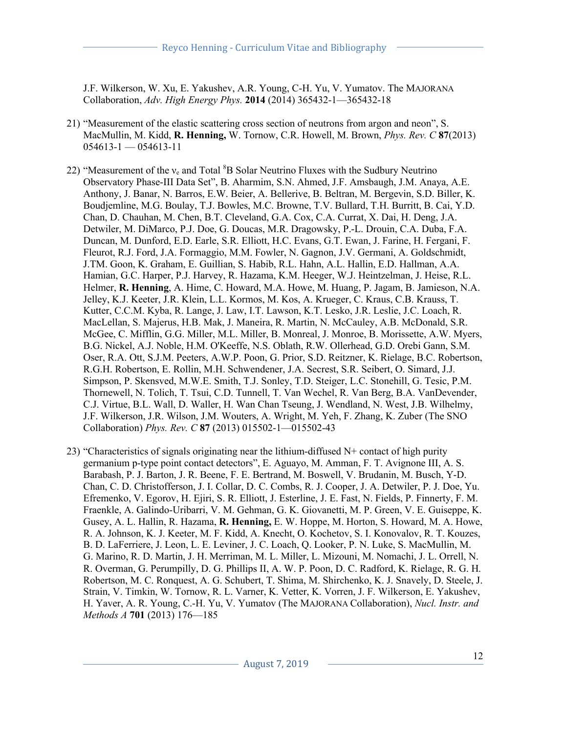J.F. Wilkerson, W. Xu, E. Yakushev, A.R. Young, C-H. Yu, V. Yumatov. The MAJORANA Collaboration, *Adv. High Energy Phys.* **2014** (2014) 365432-1—365432-18

21) "Measurement of the elastic scattering cross section of neutrons from argon and neon", S. MacMullin, M. Kidd, **R. Henning,** W. Tornow, C.R. Howell, M. Brown, *Phys. Rev. C* **87**(2013) 054613-1 — 054613-11

22) "Measurement of the $\nu_e$ and Total $^8$B Solar Neutrino Fluxes with the Sudbury Neutrino Observatory Phase-III Data Set", B. Aharmim, S.N. Ahmed, J.F. Amsbaugh, J.M. Anaya, A.E. Anthony, J. Banar, N. Barros, E.W. Beier, A. Bellerive, B. Beltran, M. Bergevin, S.D. Biller, K. Boudjemline, M.G. Boulay, T.J. Bowles, M.C. Browne, T.V. Bullard, T.H. Burritt, B. Cai, Y.D. Chan, D. Chauhan, M. Chen, B.T. Cleveland, G.A. Cox, C.A. Currat, X. Dai, H. Deng, J.A. Detwiler, M. DiMarco, P.J. Doe, G. Doucas, M.R. Dragowsky, P.-L. Drouin, C.A. Duba, F.A. Duncan, M. Dunford, E.D. Earle, S.R. Elliott, H.C. Evans, G.T. Ewan, J. Farine, H. Fergani, F. Fleurot, R.J. Ford, J.A. Formaggio, M.M. Fowler, N. Gagnon, J.V. Germani, A. Goldschmidt, J.TM. Goon, K. Graham, E. Guillian, S. Habib, R.L. Hahn, A.L. Hallin, E.D. Hallman, A.A. Hamian, G.C. Harper, P.J. Harvey, R. Hazama, K.M. Heeger, W.J. Heintzelman, J. Heise, R.L. Helmer, **R. Henning**, A. Hime, C. Howard, M.A. Howe, M. Huang, P. Jagam, B. Jamieson, N.A. Jelley, K.J. Keeter, J.R. Klein, L.L. Kormos, M. Kos, A. Krueger, C. Kraus, C.B. Krauss, T. Kutter, C.C.M. Kyba, R. Lange, J. Law, I.T. Lawson, K.T. Lesko, J.R. Leslie, J.C. Loach, R. MacLellan, S. Majerus, H.B. Mak, J. Maneira, R. Martin, N. McCauley, A.B. McDonald, S.R. McGee, C. Mifflin, G.G. Miller, M.L. Miller, B. Monreal, J. Monroe, B. Morissette, A.W. Myers, B.G. Nickel, A.J. Noble, H.M. O'Keeffe, N.S. Oblath, R.W. Ollerhead, G.D. Orebi Gann, S.M. Oser, R.A. Ott, S.J.M. Peeters, A.W.P. Poon, G. Prior, S.D. Reitzner, K. Rielage, B.C. Robertson, R.G.H. Robertson, E. Rollin, M.H. Schwendener, J.A. Secrest, S.R. Seibert, O. Simard, J.J. Simpson, P. Skensved, M.W.E. Smith, T.J. Sonley, T.D. Steiger, L.C. Stonehill, G. Tesic, P.M. Thornewell, N. Tolich, T. Tsui, C.D. Tunnell, T. Van Wechel, R. Van Berg, B.A. VanDevender, C.J. Virtue, B.L. Wall, D. Waller, H. Wan Chan Tseung, J. Wendland, N. West, J.B. Wilhelmy, J.F. Wilkerson, J.R. Wilson, J.M. Wouters, A. Wright, M. Yeh, F. Zhang, K. Zuber (The SNO Collaboration) *Phys. Rev. C* **87** (2013) 015502-1—015502-43

23) "Characteristics of signals originating near the lithium-diffused N+ contact of high purity germanium p-type point contact detectors", E. Aguayo, M. Amman, F. T. Avignone III, A. S. Barabash, P. J. Barton, J. R. Beene, F. E. Bertrand, M. Boswell, V. Brudanin, M. Busch, Y-D. Chan, C. D. Christofferson, J. I. Collar, D. C. Combs, R. J. Cooper, J. A. Detwiler, P. J. Doe, Yu. Efremenko, V. Egorov, H. Ejiri, S. R. Elliott, J. Esterline, J. E. Fast, N. Fields, P. Finnerty, F. M. Fraenkle, A. Galindo-Uribarri, V. M. Gehman, G. K. Giovanetti, M. P. Green, V. E. Guiseppe, K. Gusey, A. L. Hallin, R. Hazama, **R. Henning,** E. W. Hoppe, M. Horton, S. Howard, M. A. Howe, R. A. Johnson, K. J. Keeter, M. F. Kidd, A. Knecht, O. Kochetov, S. I. Konovalov, R. T. Kouzes, B. D. LaFerriere, J. Leon, L. E. Leviner, J. C. Loach, Q. Looker, P. N. Luke, S. MacMullin, M. G. Marino, R. D. Martin, J. H. Merriman, M. L. Miller, L. Mizouni, M. Nomachi, J. L. Orrell, N. R. Overman, G. Perumpilly, D. G. Phillips II, A. W. P. Poon, D. C. Radford, K. Rielage, R. G. H. Robertson, M. C. Ronquest, A. G. Schubert, T. Shima, M. Shirchenko, K. J. Snavely, D. Steele, J. Strain, V. Timkin, W. Tornow, R. L. Varner, K. Vetter, K. Vorren, J. F. Wilkerson, E. Yakushev, H. Yaver, A. R. Young, C.-H. Yu, V. Yumatov (The MAJORANA Collaboration), *Nucl. Instr. and Methods A* **701** (2013) 176—185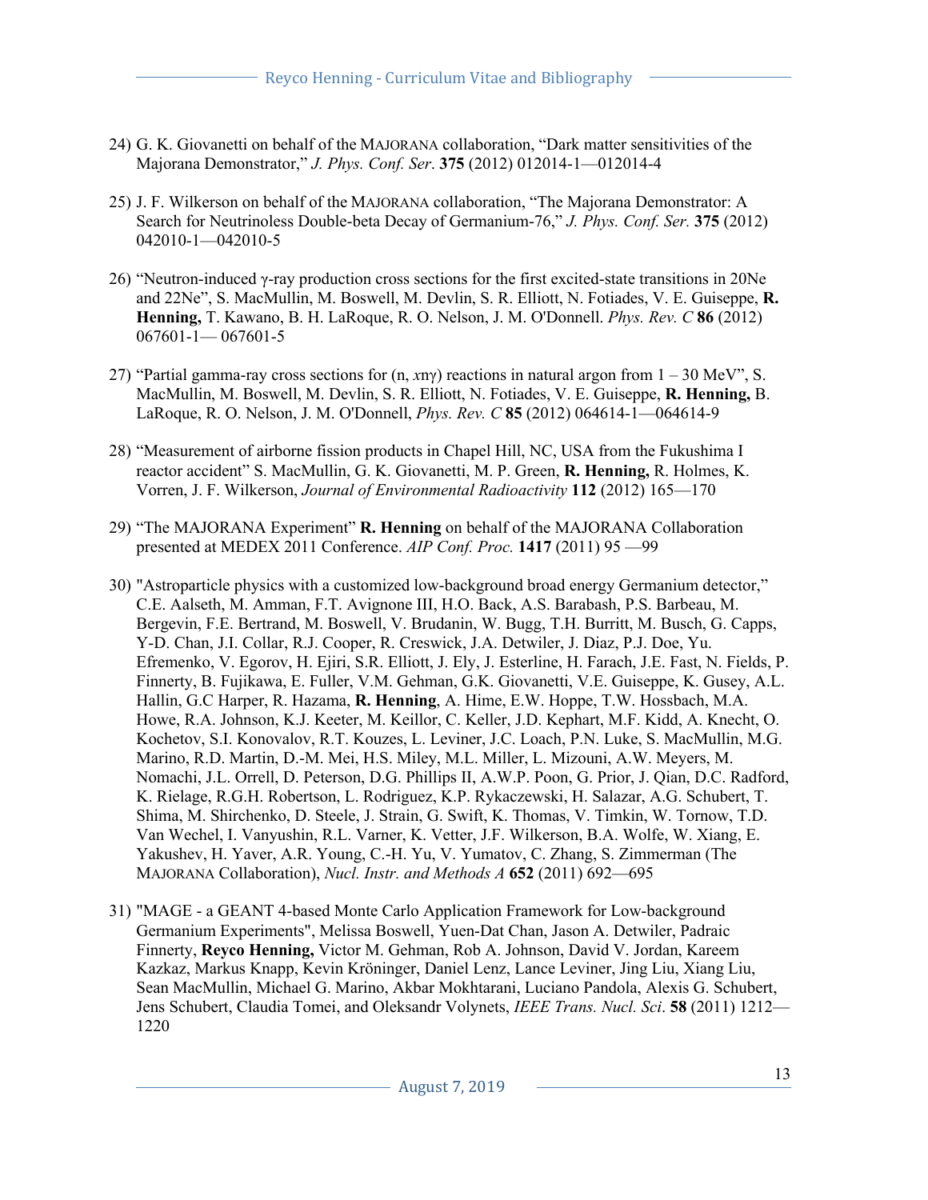24) G. K. Giovanetti on behalf of the MAJORANA collaboration, "Dark matter sensitivities of the Majorana Demonstrator," *J. Phys. Conf. Ser*. **375** (2012) 012014-1—012014-4

25) J. F. Wilkerson on behalf of the MAJORANA collaboration, "The Majorana Demonstrator: A Search for Neutrinoless Double-beta Decay of Germanium-76," *J. Phys. Conf. Ser.* **375** (2012) 042010-1—042010-5

26) "Neutron-induced γ-ray production cross sections for the first excited-state transitions in 20Ne and 22Ne", S. MacMullin, M. Boswell, M. Devlin, S. R. Elliott, N. Fotiades, V. E. Guiseppe, **R. Henning,** T. Kawano, B. H. LaRoque, R. O. Nelson, J. M. O'Donnell. *Phys. Rev. C* **86** (2012) 067601-1— 067601-5

27) "Partial gamma-ray cross sections for (n, *x*nγ) reactions in natural argon from 1 – 30 MeV", S. MacMullin, M. Boswell, M. Devlin, S. R. Elliott, N. Fotiades, V. E. Guiseppe, **R. Henning,** B. LaRoque, R. O. Nelson, J. M. O'Donnell, *Phys. Rev. C* **85** (2012) 064614-1—064614-9

28) "Measurement of airborne fission products in Chapel Hill, NC, USA from the Fukushima I reactor accident" S. MacMullin, G. K. Giovanetti, M. P. Green, **R. Henning,** R. Holmes, K. Vorren, J. F. Wilkerson, *Journal of Environmental Radioactivity* **112** (2012) 165—170

29) "The MAJORANA Experiment" **R. Henning** on behalf of the MAJORANA Collaboration presented at MEDEX 2011 Conference. *AIP Conf. Proc.* **1417** (2011) 95 —99

30) "Astroparticle physics with a customized low-background broad energy Germanium detector," C.E. Aalseth, M. Amman, F.T. Avignone III, H.O. Back, A.S. Barabash, P.S. Barbeau, M. Bergevin, F.E. Bertrand, M. Boswell, V. Brudanin, W. Bugg, T.H. Burritt, M. Busch, G. Capps, Y-D. Chan, J.I. Collar, R.J. Cooper, R. Creswick, J.A. Detwiler, J. Diaz, P.J. Doe, Yu. Efremenko, V. Egorov, H. Ejiri, S.R. Elliott, J. Ely, J. Esterline, H. Farach, J.E. Fast, N. Fields, P. Finnerty, B. Fujikawa, E. Fuller, V.M. Gehman, G.K. Giovanetti, V.E. Guiseppe, K. Gusey, A.L. Hallin, G.C Harper, R. Hazama, **R. Henning**, A. Hime, E.W. Hoppe, T.W. Hossbach, M.A. Howe, R.A. Johnson, K.J. Keeter, M. Keillor, C. Keller, J.D. Kephart, M.F. Kidd, A. Knecht, O. Kochetov, S.I. Konovalov, R.T. Kouzes, L. Leviner, J.C. Loach, P.N. Luke, S. MacMullin, M.G. Marino, R.D. Martin, D.-M. Mei, H.S. Miley, M.L. Miller, L. Mizouni, A.W. Meyers, M. Nomachi, J.L. Orrell, D. Peterson, D.G. Phillips II, A.W.P. Poon, G. Prior, J. Qian, D.C. Radford, K. Rielage, R.G.H. Robertson, L. Rodriguez, K.P. Rykaczewski, H. Salazar, A.G. Schubert, T. Shima, M. Shirchenko, D. Steele, J. Strain, G. Swift, K. Thomas, V. Timkin, W. Tornow, T.D. Van Wechel, I. Vanyushin, R.L. Varner, K. Vetter, J.F. Wilkerson, B.A. Wolfe, W. Xiang, E. Yakushev, H. Yaver, A.R. Young, C.-H. Yu, V. Yumatov, C. Zhang, S. Zimmerman (The MAJORANA Collaboration), *Nucl. Instr. and Methods A* **652** (2011) 692—695

31) "MAGE - a GEANT 4-based Monte Carlo Application Framework for Low-background Germanium Experiments", Melissa Boswell, Yuen-Dat Chan, Jason A. Detwiler, Padraic Finnerty, **Reyco Henning,** Victor M. Gehman, Rob A. Johnson, David V. Jordan, Kareem Kazkaz, Markus Knapp, Kevin Kröninger, Daniel Lenz, Lance Leviner, Jing Liu, Xiang Liu, Sean MacMullin, Michael G. Marino, Akbar Mokhtarani, Luciano Pandola, Alexis G. Schubert, Jens Schubert, Claudia Tomei, and Oleksandr Volynets, *IEEE Trans. Nucl. Sci*. **58** (2011) 1212—1220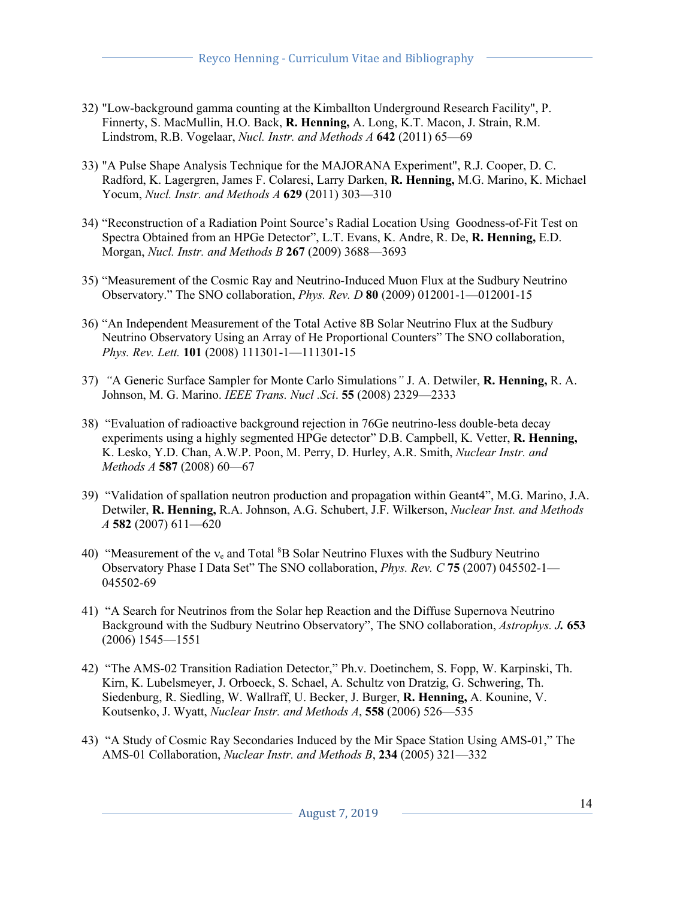32) "Low-background gamma counting at the Kimballton Underground Research Facility", P. Finnerty, S. MacMullin, H.O. Back, **R. Henning,** A. Long, K.T. Macon, J. Strain, R.M. Lindstrom, R.B. Vogelaar, *Nucl. Instr. and Methods A* **642** (2011) 65—69

33) "A Pulse Shape Analysis Technique for the MAJORANA Experiment", R.J. Cooper, D. C. Radford, K. Lagergren, James F. Colaresi, Larry Darken, **R. Henning,** M.G. Marino, K. Michael Yocum, *Nucl. Instr. and Methods A* **629** (2011) 303—310

34) "Reconstruction of a Radiation Point Source's Radial Location Using Goodness-of-Fit Test on Spectra Obtained from an HPGe Detector", L.T. Evans, K. Andre, R. De, **R. Henning,** E.D. Morgan, *Nucl. Instr. and Methods B* **267** (2009) 3688—3693

35) "Measurement of the Cosmic Ray and Neutrino-Induced Muon Flux at the Sudbury Neutrino Observatory." The SNO collaboration, *Phys. Rev. D* **80** (2009) 012001-1—012001-15

36) "An Independent Measurement of the Total Active 8B Solar Neutrino Flux at the Sudbury Neutrino Observatory Using an Array of He Proportional Counters" The SNO collaboration, *Phys. Rev. Lett.* **101** (2008) 111301-1—111301-15

37) *"*A Generic Surface Sampler for Monte Carlo Simulations*"* J. A. Detwiler, **R. Henning,** R. A. Johnson, M. G. Marino. *IEEE Trans. Nucl .Sci*. **55** (2008) 2329—2333

38) "Evaluation of radioactive background rejection in 76Ge neutrino-less double-beta decay experiments using a highly segmented HPGe detector" D.B. Campbell, K. Vetter, **R. Henning,** K. Lesko, Y.D. Chan, A.W.P. Poon, M. Perry, D. Hurley, A.R. Smith, *Nuclear Instr. and Methods A* **587** (2008) 60—67

39) "Validation of spallation neutron production and propagation within Geant4", M.G. Marino, J.A. Detwiler, **R. Henning,** R.A. Johnson, A.G. Schubert, J.F. Wilkerson, *Nuclear Inst. and Methods A* **582** (2007) 611—620

40) "Measurement of the $\nu_e$ and Total $^8$B Solar Neutrino Fluxes with the Sudbury Neutrino Observatory Phase I Data Set" The SNO collaboration, *Phys. Rev. C* **75** (2007) 045502-1—045502-69

41) "A Search for Neutrinos from the Solar hep Reaction and the Diffuse Supernova Neutrino Background with the Sudbury Neutrino Observatory", The SNO collaboration, *Astrophys. J.* **653** (2006) 1545—1551

42) "The AMS-02 Transition Radiation Detector," Ph.v. Doetinchem, S. Fopp, W. Karpinski, Th. Kirn, K. Lubelsmeyer, J. Orboeck, S. Schael, A. Schultz von Dratzig, G. Schwering, Th. Siedenburg, R. Siedling, W. Wallraff, U. Becker, J. Burger, **R. Henning,** A. Kounine, V. Koutsenko, J. Wyatt, *Nuclear Instr. and Methods A*, **558** (2006) 526—535

43) "A Study of Cosmic Ray Secondaries Induced by the Mir Space Station Using AMS-01," The AMS-01 Collaboration, *Nuclear Instr. and Methods B*, **234** (2005) 321—332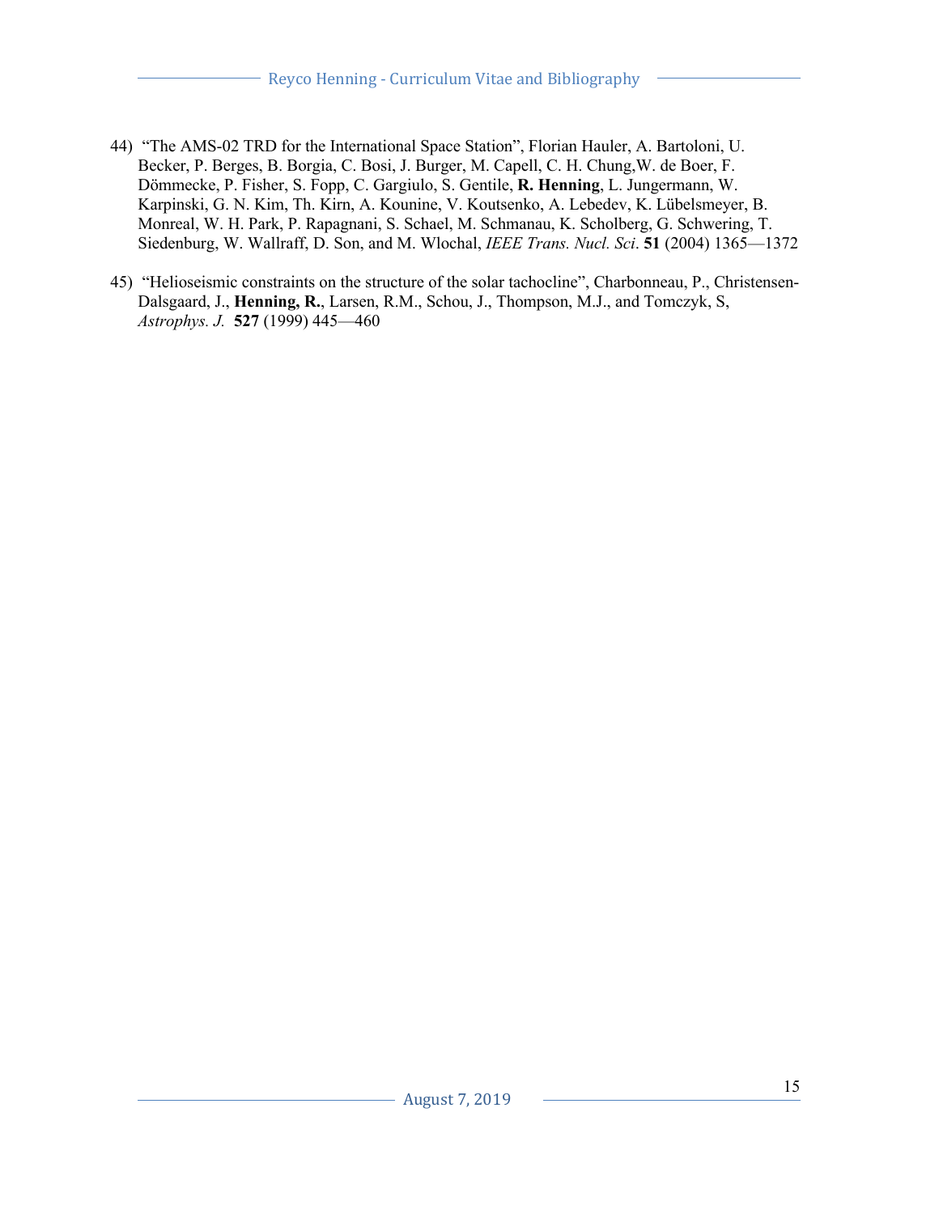44) "The AMS-02 TRD for the International Space Station", Florian Hauler, A. Bartoloni, U. Becker, P. Berges, B. Borgia, C. Bosi, J. Burger, M. Capell, C. H. Chung,W. de Boer, F. Dömmecke, P. Fisher, S. Fopp, C. Gargiulo, S. Gentile, **R. Henning**, L. Jungermann, W. Karpinski, G. N. Kim, Th. Kirn, A. Kounine, V. Koutsenko, A. Lebedev, K. Lübelsmeyer, B. Monreal, W. H. Park, P. Rapagnani, S. Schael, M. Schmanau, K. Scholberg, G. Schwering, T. Siedenburg, W. Wallraff, D. Son, and M. Wlochal, *IEEE Trans. Nucl. Sci*. **51** (2004) 1365—1372

45) "Helioseismic constraints on the structure of the solar tachocline", Charbonneau, P., Christensen-Dalsgaard, J., **Henning, R.**, Larsen, R.M., Schou, J., Thompson, M.J., and Tomczyk, S, *Astrophys. J.* **527** (1999) 445—460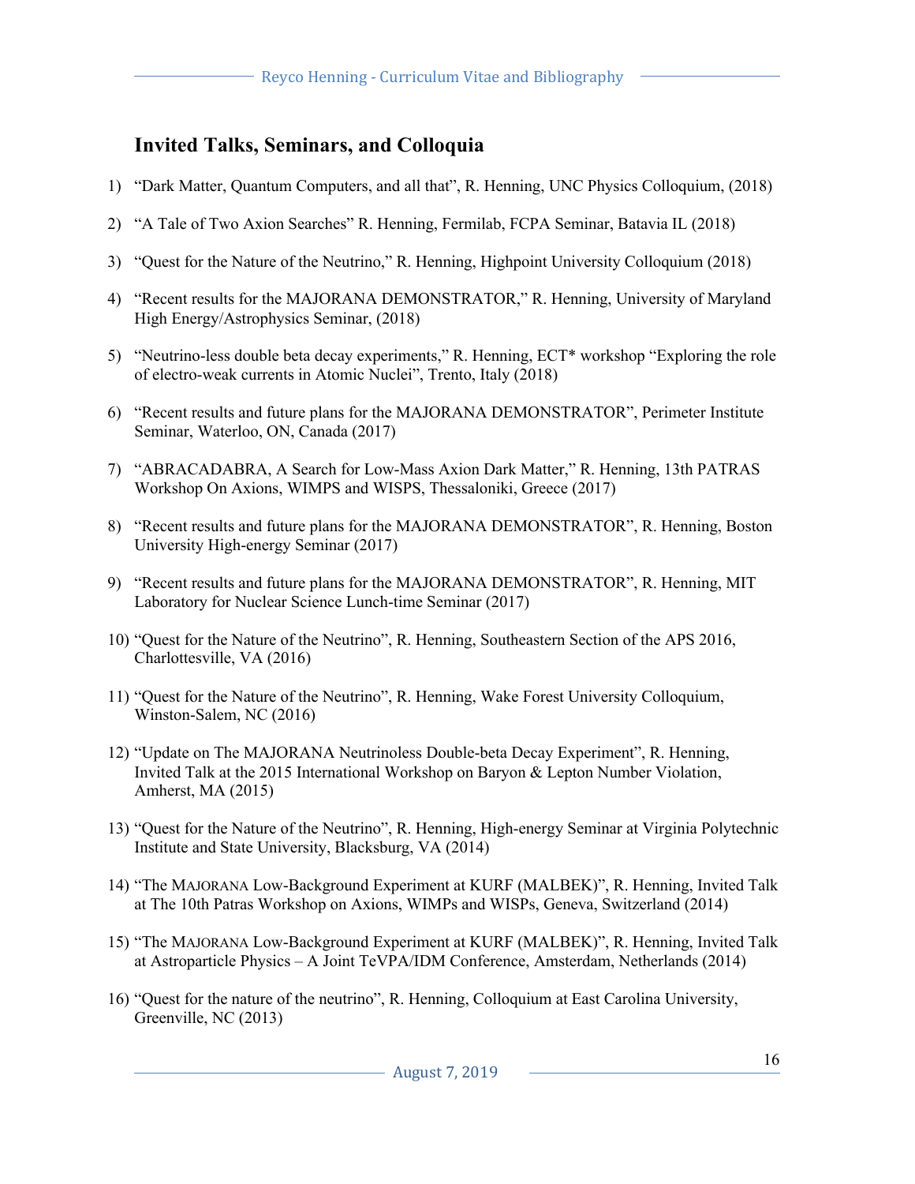## Invited Talks, Seminars, and Colloquia

1) "Dark Matter, Quantum Computers, and all that", R. Henning, UNC Physics Colloquium, (2018)

2) "A Tale of Two Axion Searches" R. Henning, Fermilab, FCPA Seminar, Batavia IL (2018)

3) "Quest for the Nature of the Neutrino," R. Henning, Highpoint University Colloquium (2018)

4) "Recent results for the MAJORANA DEMONSTRATOR," R. Henning, University of Maryland High Energy/Astrophysics Seminar, (2018)

5) "Neutrino-less double beta decay experiments," R. Henning, ECT* workshop "Exploring the role of electro-weak currents in Atomic Nuclei", Trento, Italy (2018)

6) "Recent results and future plans for the MAJORANA DEMONSTRATOR", Perimeter Institute Seminar, Waterloo, ON, Canada (2017)

7) "ABRACADABRA, A Search for Low-Mass Axion Dark Matter," R. Henning, 13th PATRAS Workshop On Axions, WIMPS and WISPS, Thessaloniki, Greece (2017)

8) "Recent results and future plans for the MAJORANA DEMONSTRATOR", R. Henning, Boston University High-energy Seminar (2017)

9) "Recent results and future plans for the MAJORANA DEMONSTRATOR", R. Henning, MIT Laboratory for Nuclear Science Lunch-time Seminar (2017)

10) "Quest for the Nature of the Neutrino", R. Henning, Southeastern Section of the APS 2016, Charlottesville, VA (2016)

11) "Quest for the Nature of the Neutrino", R. Henning, Wake Forest University Colloquium, Winston-Salem, NC (2016)

12) "Update on The MAJORANA Neutrinoless Double-beta Decay Experiment", R. Henning, Invited Talk at the 2015 International Workshop on Baryon & Lepton Number Violation, Amherst, MA (2015)

13) "Quest for the Nature of the Neutrino", R. Henning, High-energy Seminar at Virginia Polytechnic Institute and State University, Blacksburg, VA (2014)

14) "The MAJORANA Low-Background Experiment at KURF (MALBEK)", R. Henning, Invited Talk at The 10th Patras Workshop on Axions, WIMPs and WISPs, Geneva, Switzerland (2014)

15) "The MAJORANA Low-Background Experiment at KURF (MALBEK)", R. Henning, Invited Talk at Astroparticle Physics – A Joint TeVPA/IDM Conference, Amsterdam, Netherlands (2014)

16) "Quest for the nature of the neutrino", R. Henning, Colloquium at East Carolina University, Greenville, NC (2013)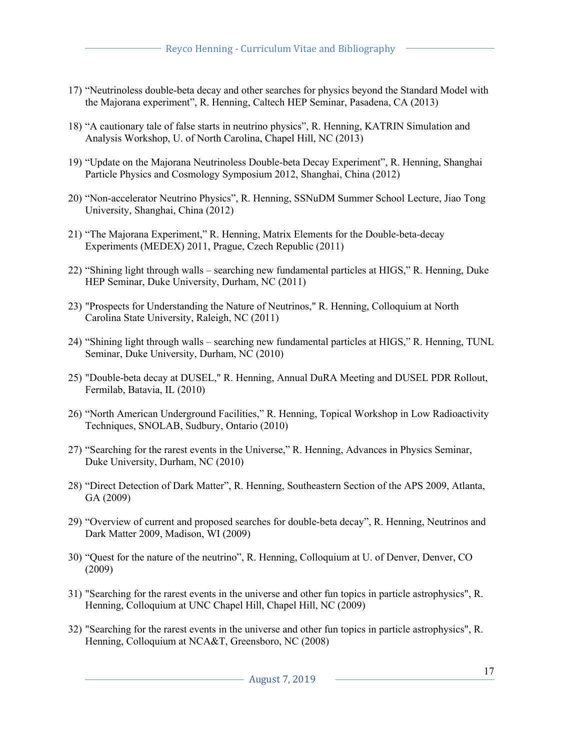17) “Neutrinoless double-beta decay and other searches for physics beyond the Standard Model with the Majorana experiment”, R. Henning, Caltech HEP Seminar, Pasadena, CA (2013)

18) “A cautionary tale of false starts in neutrino physics”, R. Henning, KATRIN Simulation and Analysis Workshop, U. of North Carolina, Chapel Hill, NC (2013)

19) “Update on the Majorana Neutrinoless Double-beta Decay Experiment”, R. Henning, Shanghai Particle Physics and Cosmology Symposium 2012, Shanghai, China (2012)

20) “Non-accelerator Neutrino Physics”, R. Henning, SSNuDM Summer School Lecture, Jiao Tong University, Shanghai, China (2012)

21) “The Majorana Experiment,” R. Henning, Matrix Elements for the Double-beta-decay Experiments (MEDEX) 2011, Prague, Czech Republic (2011)

22) “Shining light through walls – searching new fundamental particles at HIGS,” R. Henning, Duke HEP Seminar, Duke University, Durham, NC (2011)

23) "Prospects for Understanding the Nature of Neutrinos," R. Henning, Colloquium at North Carolina State University, Raleigh, NC (2011)

24) “Shining light through walls – searching new fundamental particles at HIGS,” R. Henning, TUNL Seminar, Duke University, Durham, NC (2010)

25) "Double-beta decay at DUSEL," R. Henning, Annual DuRA Meeting and DUSEL PDR Rollout, Fermilab, Batavia, IL (2010)

26) “North American Underground Facilities,” R. Henning, Topical Workshop in Low Radioactivity Techniques, SNOLAB, Sudbury, Ontario (2010)

27) “Searching for the rarest events in the Universe,” R. Henning, Advances in Physics Seminar, Duke University, Durham, NC (2010)

28) “Direct Detection of Dark Matter”, R. Henning, Southeastern Section of the APS 2009, Atlanta, GA (2009)

29) “Overview of current and proposed searches for double-beta decay”, R. Henning, Neutrinos and Dark Matter 2009, Madison, WI (2009)

30) “Quest for the nature of the neutrino”, R. Henning, Colloquium at U. of Denver, Denver, CO (2009)

31) "Searching for the rarest events in the universe and other fun topics in particle astrophysics", R. Henning, Colloquium at UNC Chapel Hill, Chapel Hill, NC (2009)

32) "Searching for the rarest events in the universe and other fun topics in particle astrophysics", R. Henning, Colloquium at NCA&T, Greensboro, NC (2008)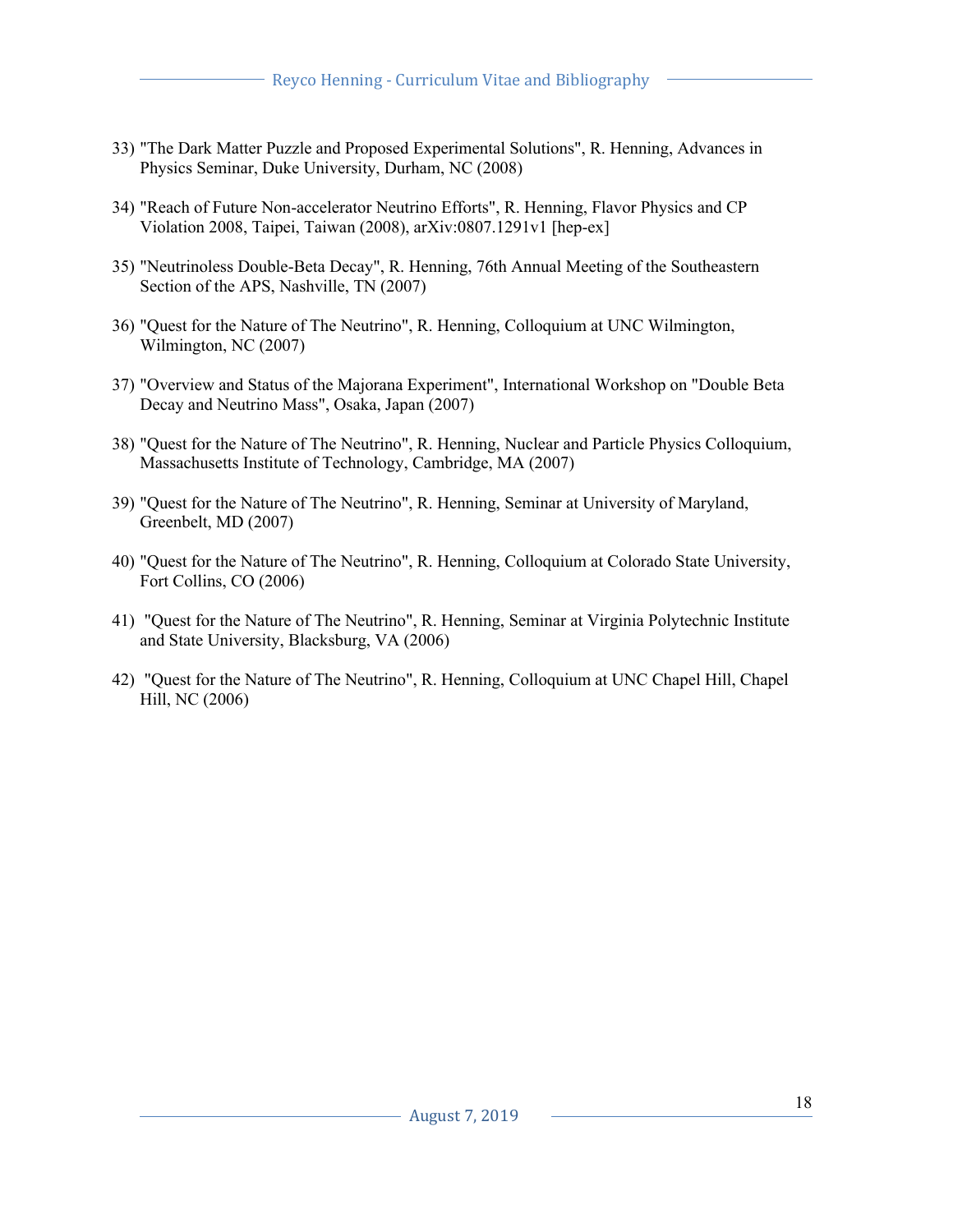33) "The Dark Matter Puzzle and Proposed Experimental Solutions", R. Henning, Advances in Physics Seminar, Duke University, Durham, NC (2008)

34) "Reach of Future Non-accelerator Neutrino Efforts", R. Henning, Flavor Physics and CP Violation 2008, Taipei, Taiwan (2008), arXiv:0807.1291v1 [hep-ex]

35) "Neutrinoless Double-Beta Decay", R. Henning, 76th Annual Meeting of the Southeastern Section of the APS, Nashville, TN (2007)

36) "Quest for the Nature of The Neutrino", R. Henning, Colloquium at UNC Wilmington, Wilmington, NC (2007)

37) "Overview and Status of the Majorana Experiment", International Workshop on "Double Beta Decay and Neutrino Mass", Osaka, Japan (2007)

38) "Quest for the Nature of The Neutrino", R. Henning, Nuclear and Particle Physics Colloquium, Massachusetts Institute of Technology, Cambridge, MA (2007)

39) "Quest for the Nature of The Neutrino", R. Henning, Seminar at University of Maryland, Greenbelt, MD (2007)

40) "Quest for the Nature of The Neutrino", R. Henning, Colloquium at Colorado State University, Fort Collins, CO (2006)

41) "Quest for the Nature of The Neutrino", R. Henning, Seminar at Virginia Polytechnic Institute and State University, Blacksburg, VA (2006)

42) "Quest for the Nature of The Neutrino", R. Henning, Colloquium at UNC Chapel Hill, Chapel Hill, NC (2006)